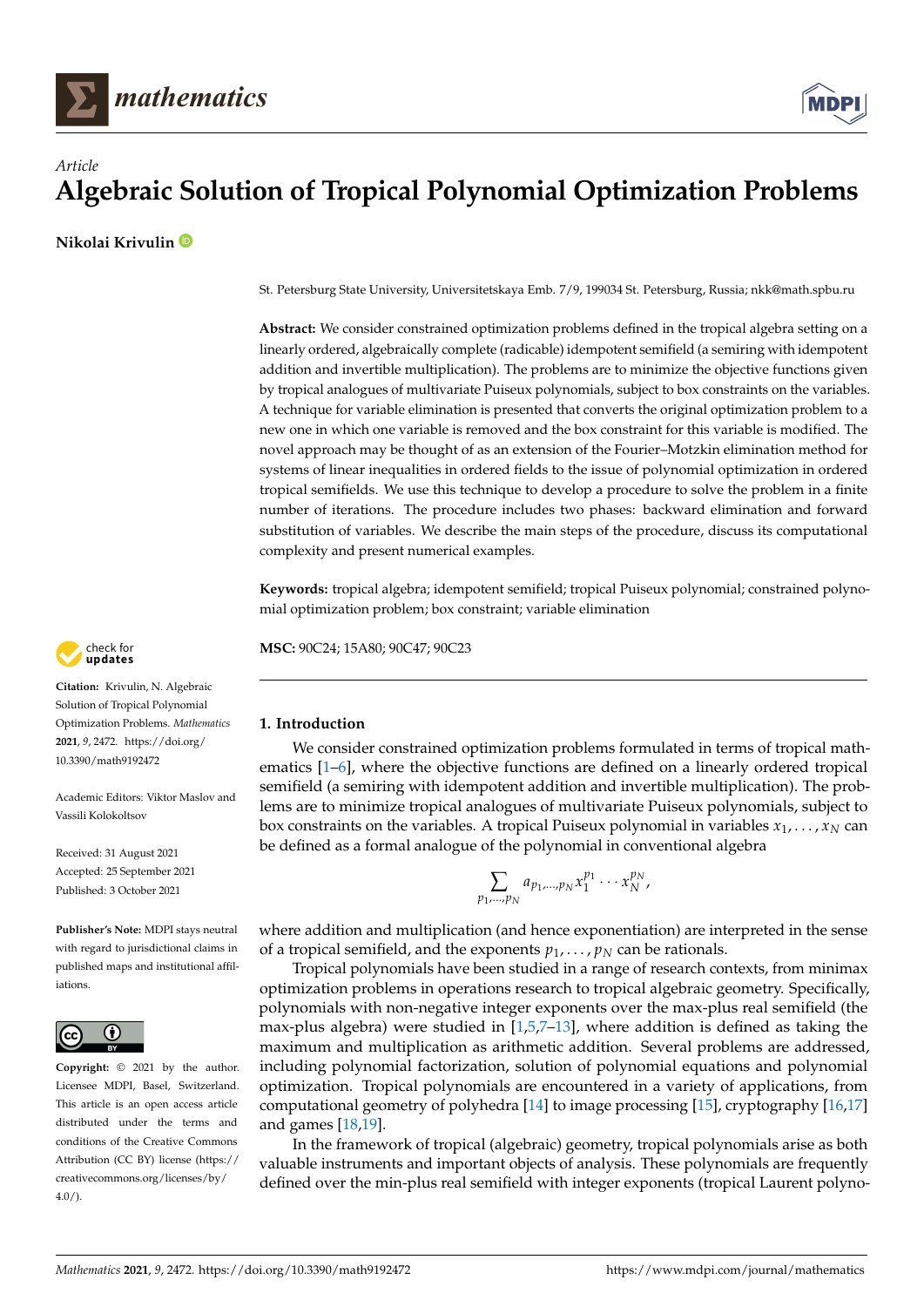*Article*

# Algebraic Solution of Tropical Polynomial Optimization Problems

**Nikolai Krivulin**

St. Petersburg State University, Universitetskaya Emb. 7/9, 199034 St. Petersburg, Russia; nkk@math.spbu.ru

**Abstract:** We consider constrained optimization problems defined in the tropical algebra setting on a linearly ordered, algebraically complete (radicable) idempotent semifield (a semiring with idempotent addition and invertible multiplication). The problems are to minimize the objective functions given by tropical analogues of multivariate Puiseux polynomials, subject to box constraints on the variables. A technique for variable elimination is presented that converts the original optimization problem to a new one in which one variable is removed and the box constraint for this variable is modified. The novel approach may be thought of as an extension of the Fourier–Motzkin elimination method for systems of linear inequalities in ordered fields to the issue of polynomial optimization in ordered tropical semifields. We use this technique to develop a procedure to solve the problem in a finite number of iterations. The procedure includes two phases: backward elimination and forward substitution of variables. We describe the main steps of the procedure, discuss its computational complexity and present numerical examples.

**Keywords:** tropical algebra; idempotent semifield; tropical Puiseux polynomial; constrained polynomial optimization problem; box constraint; variable elimination

**MSC:** 90C24; 15A80; 90C47; 90C23

**Citation:** Krivulin, N. Algebraic Solution of Tropical Polynomial Optimization Problems. *Mathematics* **2021**, *9*, 2472. https://doi.org/10.3390/math9192472

Academic Editors: Viktor Maslov and Vassili Kolokoltsov

Received: 31 August 2021
Accepted: 25 September 2021
Published: 3 October 2021

**Publisher's Note:** MDPI stays neutral with regard to jurisdictional claims in published maps and institutional affiliations.

**Copyright:** © 2021 by the author. Licensee MDPI, Basel, Switzerland. This article is an open access article distributed under the terms and conditions of the Creative Commons Attribution (CC BY) license (https://creativecommons.org/licenses/by/4.0/).

## 1. Introduction

We consider constrained optimization problems formulated in terms of tropical mathematics [1–6], where the objective functions are defined on a linearly ordered tropical semifield (a semiring with idempotent addition and invertible multiplication). The problems are to minimize tropical analogues of multivariate Puiseux polynomials, subject to box constraints on the variables. A tropical Puiseux polynomial in variables $x_1, \ldots, x_N$ can be defined as a formal analogue of the polynomial in conventional algebra

$$\sum_{p_1,\ldots,p_N} a_{p_1,\ldots,p_N} x_1^{p_1} \cdots x_N^{p_N},$$

where addition and multiplication (and hence exponentiation) are interpreted in the sense of a tropical semifield, and the exponents $p_1, \ldots, p_N$ can be rationals.

Tropical polynomials have been studied in a range of research contexts, from minimax optimization problems in operations research to tropical algebraic geometry. Specifically, polynomials with non-negative integer exponents over the max-plus real semifield (the max-plus algebra) were studied in [1,5,7–13], where addition is defined as taking the maximum and multiplication as arithmetic addition. Several problems are addressed, including polynomial factorization, solution of polynomial equations and polynomial optimization. Tropical polynomials are encountered in a variety of applications, from computational geometry of polyhedra [14] to image processing [15], cryptography [16,17] and games [18,19].

In the framework of tropical (algebraic) geometry, tropical polynomials arise as both valuable instruments and important objects of analysis. These polynomials are frequently defined over the min-plus real semifield with integer exponents (tropical Laurent polyno-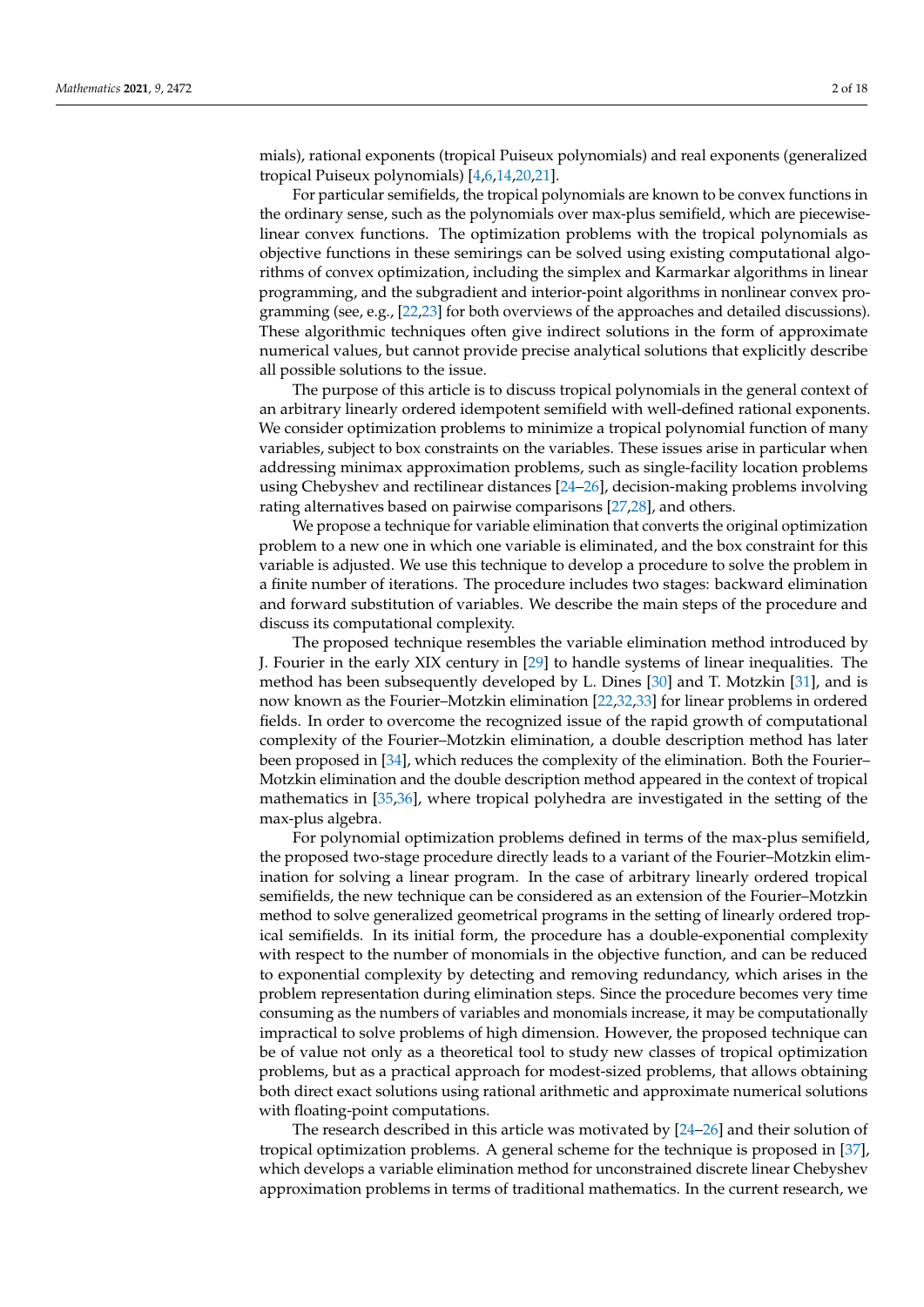mials), rational exponents (tropical Puiseux polynomials) and real exponents (generalized tropical Puiseux polynomials) [4,6,14,20,21].

For particular semifields, the tropical polynomials are known to be convex functions in the ordinary sense, such as the polynomials over max-plus semifield, which are piecewise-linear convex functions. The optimization problems with the tropical polynomials as objective functions in these semirings can be solved using existing computational algorithms of convex optimization, including the simplex and Karmarkar algorithms in linear programming, and the subgradient and interior-point algorithms in nonlinear convex programming (see, e.g., [22,23] for both overviews of the approaches and detailed discussions). These algorithmic techniques often give indirect solutions in the form of approximate numerical values, but cannot provide precise analytical solutions that explicitly describe all possible solutions to the issue.

The purpose of this article is to discuss tropical polynomials in the general context of an arbitrary linearly ordered idempotent semifield with well-defined rational exponents. We consider optimization problems to minimize a tropical polynomial function of many variables, subject to box constraints on the variables. These issues arise in particular when addressing minimax approximation problems, such as single-facility location problems using Chebyshev and rectilinear distances [24–26], decision-making problems involving rating alternatives based on pairwise comparisons [27,28], and others.

We propose a technique for variable elimination that converts the original optimization problem to a new one in which one variable is eliminated, and the box constraint for this variable is adjusted. We use this technique to develop a procedure to solve the problem in a finite number of iterations. The procedure includes two stages: backward elimination and forward substitution of variables. We describe the main steps of the procedure and discuss its computational complexity.

The proposed technique resembles the variable elimination method introduced by J. Fourier in the early XIX century in [29] to handle systems of linear inequalities. The method has been subsequently developed by L. Dines [30] and T. Motzkin [31], and is now known as the Fourier–Motzkin elimination [22,32,33] for linear problems in ordered fields. In order to overcome the recognized issue of the rapid growth of computational complexity of the Fourier–Motzkin elimination, a double description method has later been proposed in [34], which reduces the complexity of the elimination. Both the Fourier–Motzkin elimination and the double description method appeared in the context of tropical mathematics in [35,36], where tropical polyhedra are investigated in the setting of the max-plus algebra.

For polynomial optimization problems defined in terms of the max-plus semifield, the proposed two-stage procedure directly leads to a variant of the Fourier–Motzkin elimination for solving a linear program. In the case of arbitrary linearly ordered tropical semifields, the new technique can be considered as an extension of the Fourier–Motzkin method to solve generalized geometrical programs in the setting of linearly ordered tropical semifields. In its initial form, the procedure has a double-exponential complexity with respect to the number of monomials in the objective function, and can be reduced to exponential complexity by detecting and removing redundancy, which arises in the problem representation during elimination steps. Since the procedure becomes very time consuming as the numbers of variables and monomials increase, it may be computationally impractical to solve problems of high dimension. However, the proposed technique can be of value not only as a theoretical tool to study new classes of tropical optimization problems, but as a practical approach for modest-sized problems, that allows obtaining both direct exact solutions using rational arithmetic and approximate numerical solutions with floating-point computations.

The research described in this article was motivated by [24–26] and their solution of tropical optimization problems. A general scheme for the technique is proposed in [37], which develops a variable elimination method for unconstrained discrete linear Chebyshev approximation problems in terms of traditional mathematics. In the current research, we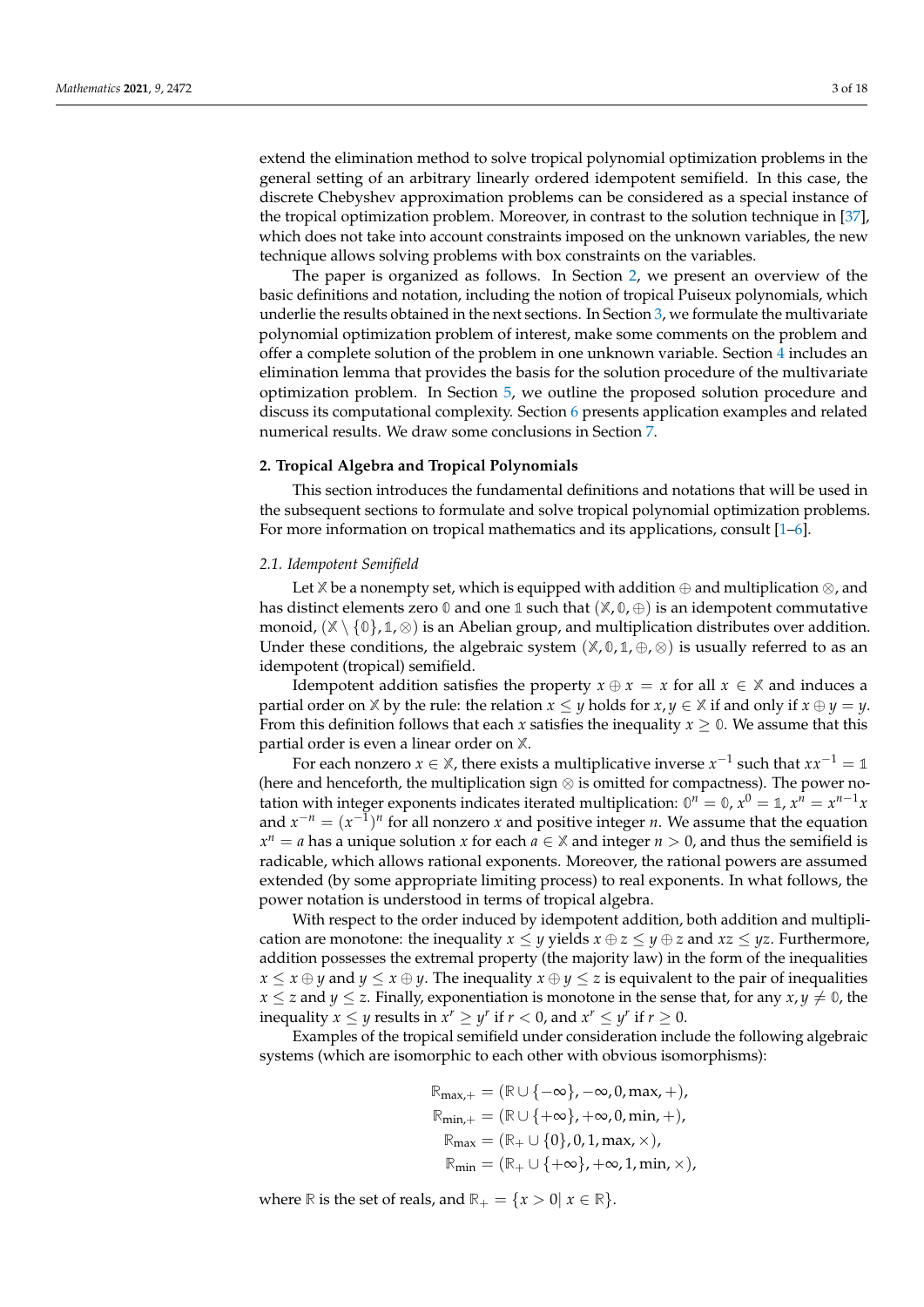extend the elimination method to solve tropical polynomial optimization problems in the general setting of an arbitrary linearly ordered idempotent semifield. In this case, the discrete Chebyshev approximation problems can be considered as a special instance of the tropical optimization problem. Moreover, in contrast to the solution technique in [37], which does not take into account constraints imposed on the unknown variables, the new technique allows solving problems with box constraints on the variables.

The paper is organized as follows. In Section 2, we present an overview of the basic definitions and notation, including the notion of tropical Puiseux polynomials, which underlie the results obtained in the next sections. In Section 3, we formulate the multivariate polynomial optimization problem of interest, make some comments on the problem and offer a complete solution of the problem in one unknown variable. Section 4 includes an elimination lemma that provides the basis for the solution procedure of the multivariate optimization problem. In Section 5, we outline the proposed solution procedure and discuss its computational complexity. Section 6 presents application examples and related numerical results. We draw some conclusions in Section 7.

## 2. Tropical Algebra and Tropical Polynomials

This section introduces the fundamental definitions and notations that will be used in the subsequent sections to formulate and solve tropical polynomial optimization problems. For more information on tropical mathematics and its applications, consult [1–6].

### *2.1. Idempotent Semifield*

Let $\mathbb{X}$ be a nonempty set, which is equipped with addition $\oplus$ and multiplication $\otimes$, and has distinct elements zero $\mathbb{0}$ and one $\mathbb{1}$ such that $(\mathbb{X}, \mathbb{0}, \oplus)$ is an idempotent commutative monoid, $(\mathbb{X} \setminus \{\mathbb{0}\}, \mathbb{1}, \otimes)$ is an Abelian group, and multiplication distributes over addition. Under these conditions, the algebraic system $(\mathbb{X}, \mathbb{0}, \mathbb{1}, \oplus, \otimes)$ is usually referred to as an idempotent (tropical) semifield.

Idempotent addition satisfies the property $x \oplus x = x$ for all $x \in \mathbb{X}$ and induces a partial order on $\mathbb{X}$ by the rule: the relation $x \leq y$ holds for $x, y \in \mathbb{X}$ if and only if $x \oplus y = y$. From this definition follows that each $x$ satisfies the inequality $x \geq \mathbb{0}$. We assume that this partial order is even a linear order on $\mathbb{X}$.

For each nonzero $x \in \mathbb{X}$, there exists a multiplicative inverse $x^{-1}$ such that $xx^{-1} = \mathbb{1}$ (here and henceforth, the multiplication sign $\otimes$ is omitted for compactness). The power notation with integer exponents indicates iterated multiplication: $\mathbb{0}^n = \mathbb{0}$, $x^0 = \mathbb{1}$, $x^n = x^{n-1}x$ and $x^{-n} = (x^{-1})^n$ for all nonzero $x$ and positive integer $n$. We assume that the equation $x^n = a$ has a unique solution $x$ for each $a \in \mathbb{X}$ and integer $n > 0$, and thus the semifield is radicable, which allows rational exponents. Moreover, the rational powers are assumed extended (by some appropriate limiting process) to real exponents. In what follows, the power notation is understood in terms of tropical algebra.

With respect to the order induced by idempotent addition, both addition and multiplication are monotone: the inequality $x \leq y$ yields $x \oplus z \leq y \oplus z$ and $xz \leq yz$. Furthermore, addition possesses the extremal property (the majority law) in the form of the inequalities $x \leq x \oplus y$ and $y \leq x \oplus y$. The inequality $x \oplus y \leq z$ is equivalent to the pair of inequalities $x \leq z$ and $y \leq z$. Finally, exponentiation is monotone in the sense that, for any $x, y \neq \mathbb{0}$, the inequality $x \leq y$ results in $x^r \geq y^r$ if $r < 0$, and $x^r \leq y^r$ if $r \geq 0$.

Examples of the tropical semifield under consideration include the following algebraic systems (which are isomorphic to each other with obvious isomorphisms):

$$
\begin{aligned}
\mathbb{R}_{\max,+} &= (\mathbb{R} \cup \{-\infty\}, -\infty, 0, \max, +), \\
\mathbb{R}_{\min,+} &= (\mathbb{R} \cup \{+\infty\}, +\infty, 0, \min, +), \\
\mathbb{R}_{\max} &= (\mathbb{R}_{+} \cup \{0\}, 0, 1, \max, \times), \\
\mathbb{R}_{\min} &= (\mathbb{R}_{+} \cup \{+\infty\}, +\infty, 1, \min, \times),
\end{aligned}
$$

where $\mathbb{R}$ is the set of reals, and $\mathbb{R}_{+} = \{x > 0 | \ x \in \mathbb{R}\}$.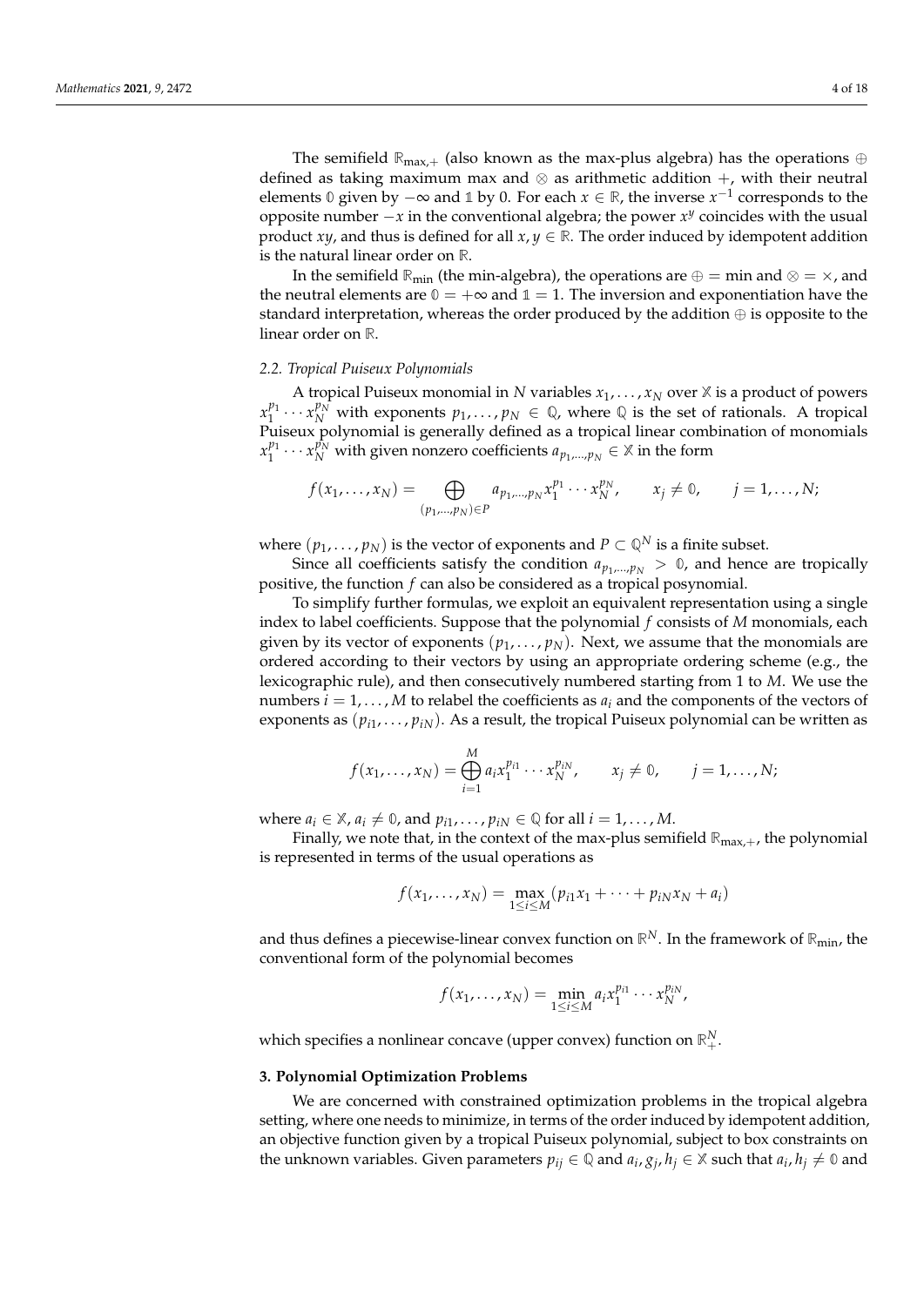The semifield $\mathbb{R}_{\max,+}$ (also known as the max-plus algebra) has the operations $\oplus$ defined as taking maximum max and $\otimes$ as arithmetic addition $+$, with their neutral elements $\mathbb{0}$ given by $-\infty$ and $\mathbb{1}$ by $0$. For each $x \in \mathbb{R}$, the inverse $x^{-1}$ corresponds to the opposite number $-x$ in the conventional algebra; the power $x^y$ coincides with the usual product $xy$, and thus is defined for all $x, y \in \mathbb{R}$. The order induced by idempotent addition is the natural linear order on $\mathbb{R}$.

In the semifield $\mathbb{R}_{\min}$ (the min-algebra), the operations are $\oplus = \min$ and $\otimes = \times$, and the neutral elements are $\mathbb{0} = +\infty$ and $\mathbb{1} = 1$. The inversion and exponentiation have the standard interpretation, whereas the order produced by the addition $\oplus$ is opposite to the linear order on $\mathbb{R}$.

### 2.2. Tropical Puiseux Polynomials

A tropical Puiseux monomial in $N$ variables $x_1, \ldots, x_N$ over $\mathbb{X}$ is a product of powers $x_1^{p_1} \cdots x_N^{p_N}$ with exponents $p_1, \ldots, p_N \in \mathbb{Q}$, where $\mathbb{Q}$ is the set of rationals. A tropical Puiseux polynomial is generally defined as a tropical linear combination of monomials $x_1^{p_1} \cdots x_N^{p_N}$ with given nonzero coefficients $a_{p_1,\ldots,p_N} \in \mathbb{X}$ in the form

$$f(x_1, \ldots, x_N) = \bigoplus_{(p_1,\ldots,p_N) \in P} a_{p_1,\ldots,p_N} x_1^{p_1} \cdots x_N^{p_N}, \qquad x_j \neq \mathbb{0}, \qquad j = 1, \ldots, N;$$

where $(p_1, \ldots, p_N)$ is the vector of exponents and $P \subset \mathbb{Q}^N$ is a finite subset.

Since all coefficients satisfy the condition $a_{p_1,\ldots,p_N} > \mathbb{0}$, and hence are tropically positive, the function $f$ can also be considered as a tropical posynomial.

To simplify further formulas, we exploit an equivalent representation using a single index to label coefficients. Suppose that the polynomial $f$ consists of $M$ monomials, each given by its vector of exponents $(p_1, \ldots, p_N)$. Next, we assume that the monomials are ordered according to their vectors by using an appropriate ordering scheme (e.g., the lexicographic rule), and then consecutively numbered starting from 1 to $M$. We use the numbers $i = 1, \ldots, M$ to relabel the coefficients as $a_i$ and the components of the vectors of exponents as $(p_{i1}, \ldots, p_{iN})$. As a result, the tropical Puiseux polynomial can be written as

$$f(x_1, \ldots, x_N) = \bigoplus_{i=1}^{M} a_i x_1^{p_{i1}} \cdots x_N^{p_{iN}}, \qquad x_j \neq \mathbb{0}, \qquad j = 1, \ldots, N;$$

where $a_i \in \mathbb{X}$, $a_i \neq \mathbb{0}$, and $p_{i1}, \ldots, p_{iN} \in \mathbb{Q}$ for all $i = 1, \ldots, M$.

Finally, we note that, in the context of the max-plus semifield $\mathbb{R}_{\max,+}$, the polynomial is represented in terms of the usual operations as

$$f(x_1, \ldots, x_N) = \max_{1 \leq i \leq M} (p_{i1} x_1 + \cdots + p_{iN} x_N + a_i)$$

and thus defines a piecewise-linear convex function on $\mathbb{R}^N$. In the framework of $\mathbb{R}_{\min}$, the conventional form of the polynomial becomes

$$f(x_1, \ldots, x_N) = \min_{1 \leq i \leq M} a_i x_1^{p_{i1}} \cdots x_N^{p_{iN}},$$

which specifies a nonlinear concave (upper convex) function on $\mathbb{R}_+^N$.

## 3. Polynomial Optimization Problems

We are concerned with constrained optimization problems in the tropical algebra setting, where one needs to minimize, in terms of the order induced by idempotent addition, an objective function given by a tropical Puiseux polynomial, subject to box constraints on the unknown variables. Given parameters $p_{ij} \in \mathbb{Q}$ and $a_i, g_j, h_j \in \mathbb{X}$ such that $a_i, h_j \neq \mathbb{0}$ and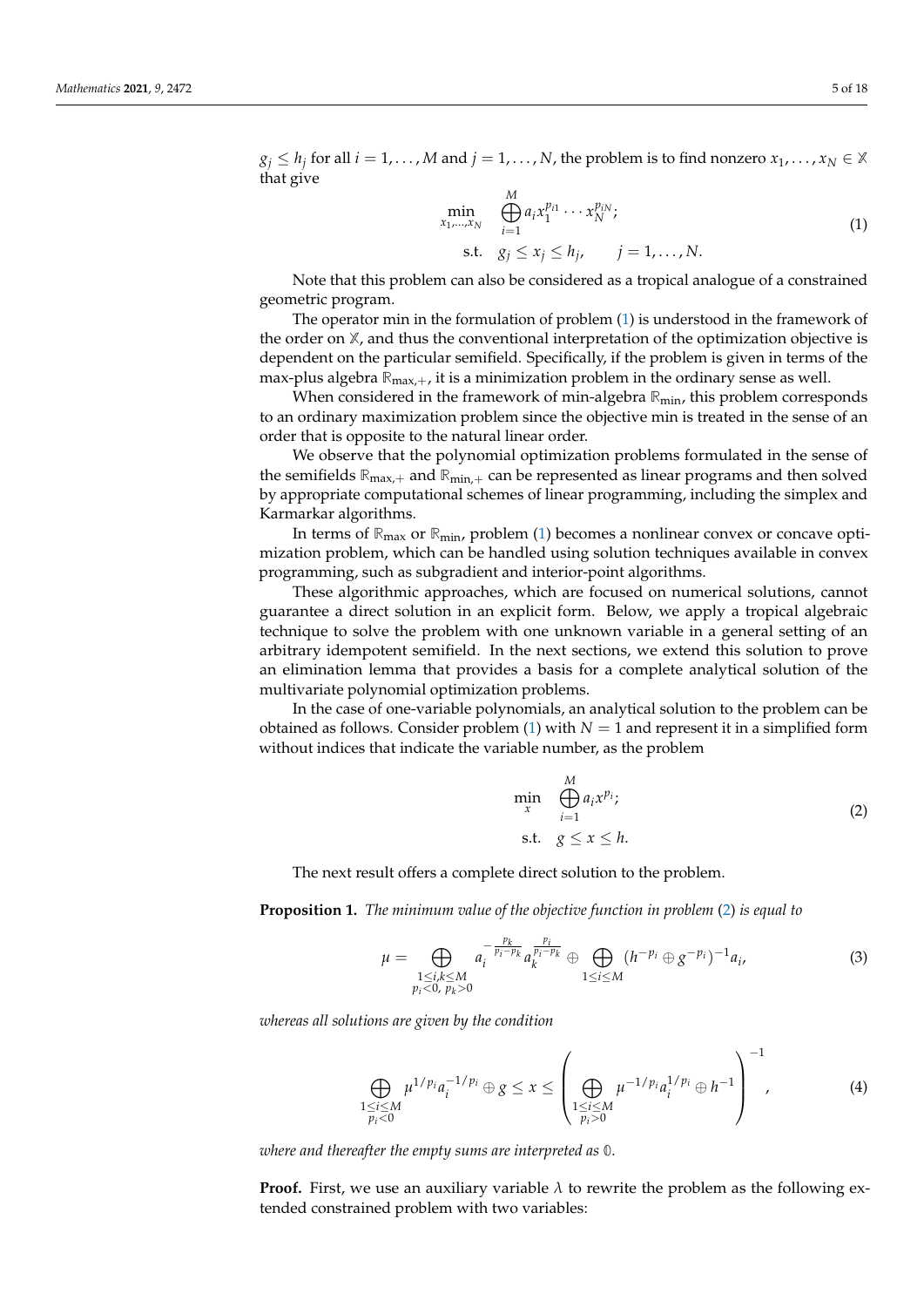$g_j \leq h_j$ for all $i = 1, \ldots, M$ and $j = 1, \ldots, N$, the problem is to find nonzero $x_1, \ldots, x_N \in \mathbb{X}$ that give

$$
\begin{aligned}
\min_{x_1,\ldots,x_N} \quad & \bigoplus_{i=1}^{M} a_i x_1^{p_{i1}} \cdots x_N^{p_{iN}}; \\
\text{s.t.} \quad & g_j \leq x_j \leq h_j, \qquad j = 1, \ldots, N.
\end{aligned}
\tag{1}
$$

Note that this problem can also be considered as a tropical analogue of a constrained geometric program.

The operator min in the formulation of problem (1) is understood in the framework of the order on $\mathbb{X}$, and thus the conventional interpretation of the optimization objective is dependent on the particular semifield. Specifically, if the problem is given in terms of the max-plus algebra $\mathbb{R}_{\max,+}$, it is a minimization problem in the ordinary sense as well.

When considered in the framework of min-algebra $\mathbb{R}_{\min}$, this problem corresponds to an ordinary maximization problem since the objective min is treated in the sense of an order that is opposite to the natural linear order.

We observe that the polynomial optimization problems formulated in the sense of the semifields $\mathbb{R}_{\max,+}$ and $\mathbb{R}_{\min,+}$ can be represented as linear programs and then solved by appropriate computational schemes of linear programming, including the simplex and Karmarkar algorithms.

In terms of $\mathbb{R}_{\max}$ or $\mathbb{R}_{\min}$, problem (1) becomes a nonlinear convex or concave optimization problem, which can be handled using solution techniques available in convex programming, such as subgradient and interior-point algorithms.

These algorithmic approaches, which are focused on numerical solutions, cannot guarantee a direct solution in an explicit form. Below, we apply a tropical algebraic technique to solve the problem with one unknown variable in a general setting of an arbitrary idempotent semifield. In the next sections, we extend this solution to prove an elimination lemma that provides a basis for a complete analytical solution of the multivariate polynomial optimization problems.

In the case of one-variable polynomials, an analytical solution to the problem can be obtained as follows. Consider problem (1) with $N = 1$ and represent it in a simplified form without indices that indicate the variable number, as the problem

$$
\begin{aligned}
\min_{x} \quad & \bigoplus_{i=1}^{M} a_i x^{p_i}; \\
\text{s.t.} \quad & g \leq x \leq h.
\end{aligned}
\tag{2}
$$

The next result offers a complete direct solution to the problem.

**Proposition 1.** *The minimum value of the objective function in problem (2) is equal to*

$$
\mu = \bigoplus_{\substack{1 \leq i,k \leq M \\ p_i < 0,\, p_k > 0}} a_i^{-\frac{p_k}{p_i - p_k}} a_k^{\frac{p_i}{p_i - p_k}} \oplus \bigoplus_{1 \leq i \leq M} (h^{-p_i} \oplus g^{-p_i})^{-1} a_i,
\tag{3}
$$

*whereas all solutions are given by the condition*

$$
\bigoplus_{\substack{1 \leq i \leq M \\ p_i < 0}} \mu^{1/p_i} a_i^{-1/p_i} \oplus g \leq x \leq \left( \bigoplus_{\substack{1 \leq i \leq M \\ p_i > 0}} \mu^{-1/p_i} a_i^{1/p_i} \oplus h^{-1} \right)^{-1},
\tag{4}
$$

*where and thereafter the empty sums are interpreted as $\mathbb{0}$.*

**Proof.** First, we use an auxiliary variable $\lambda$ to rewrite the problem as the following extended constrained problem with two variables: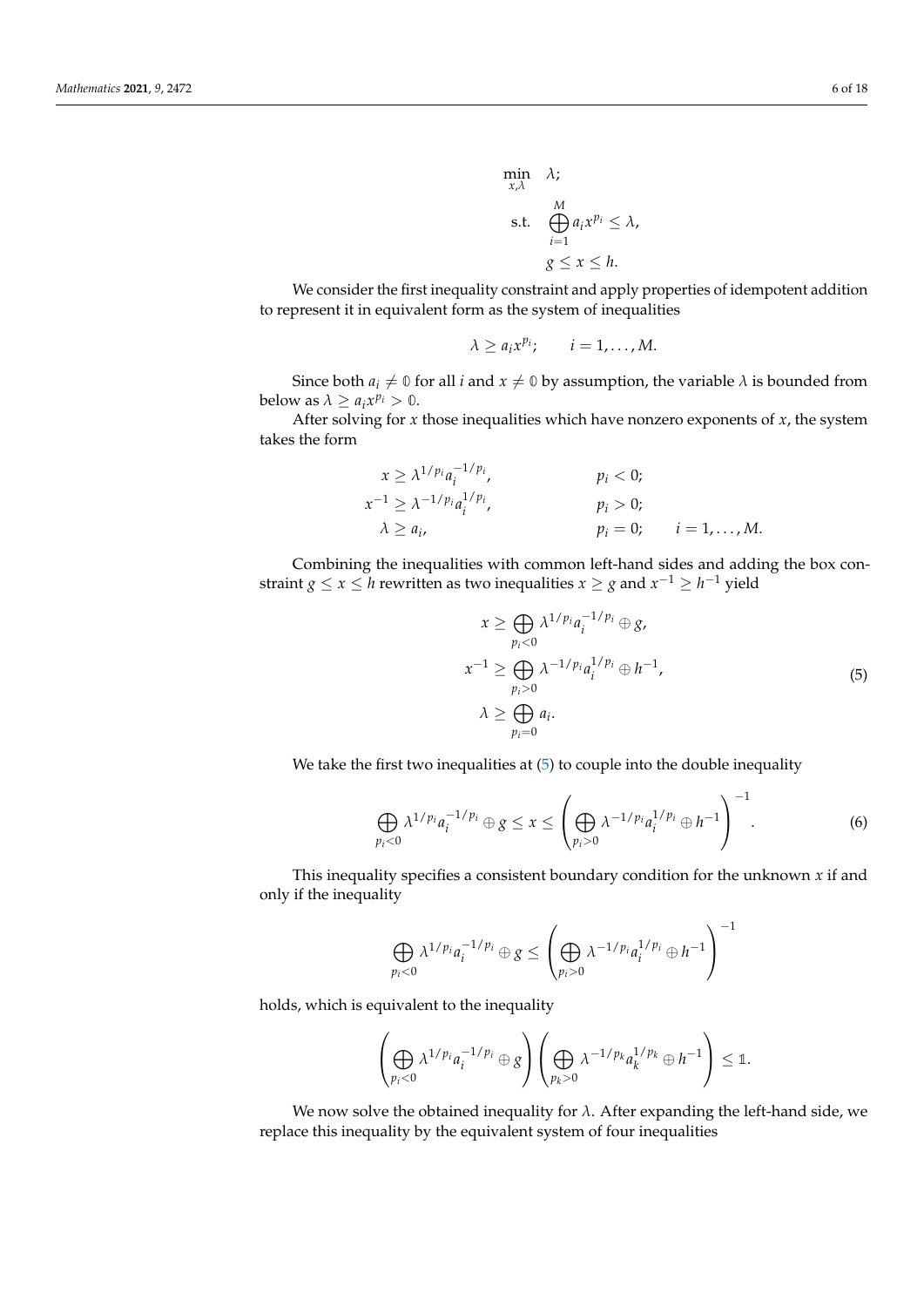$$
\begin{aligned}
\min_{x,\lambda} \quad & \lambda; \\
\text{s.t.} \quad & \bigoplus_{i=1}^{M} a_i x^{p_i} \leq \lambda, \\
& g \leq x \leq h.
\end{aligned}
$$

We consider the first inequality constraint and apply properties of idempotent addition to represent it in equivalent form as the system of inequalities

$$
\lambda \geq a_i x^{p_i}; \qquad i = 1, \ldots, M.
$$

Since both $a_i \neq \mathbb{0}$ for all $i$ and $x \neq \mathbb{0}$ by assumption, the variable $\lambda$ is bounded from below as $\lambda \geq a_i x^{p_i} > \mathbb{0}$.

After solving for $x$ those inequalities which have nonzero exponents of $x$, the system takes the form

$$
\begin{aligned}
x &\geq \lambda^{1/p_i} a_i^{-1/p_i}, & p_i &< 0; \\
x^{-1} &\geq \lambda^{-1/p_i} a_i^{1/p_i}, & p_i &> 0; \\
\lambda &\geq a_i, & p_i &= 0; \qquad i = 1, \ldots, M.
\end{aligned}
$$

Combining the inequalities with common left-hand sides and adding the box constraint $g \leq x \leq h$ rewritten as two inequalities $x \geq g$ and $x^{-1} \geq h^{-1}$ yield

$$
\begin{aligned}
x &\geq \bigoplus_{p_i<0} \lambda^{1/p_i} a_i^{-1/p_i} \oplus g, \\
x^{-1} &\geq \bigoplus_{p_i>0} \lambda^{-1/p_i} a_i^{1/p_i} \oplus h^{-1}, \\
\lambda &\geq \bigoplus_{p_i=0} a_i.
\end{aligned}
\tag{5}
$$

We take the first two inequalities at (5) to couple into the double inequality

$$
\bigoplus_{p_i<0} \lambda^{1/p_i} a_i^{-1/p_i} \oplus g \leq x \leq \left( \bigoplus_{p_i>0} \lambda^{-1/p_i} a_i^{1/p_i} \oplus h^{-1} \right)^{-1}. \tag{6}
$$

This inequality specifies a consistent boundary condition for the unknown $x$ if and only if the inequality

$$
\bigoplus_{p_i<0} \lambda^{1/p_i} a_i^{-1/p_i} \oplus g \leq \left( \bigoplus_{p_i>0} \lambda^{-1/p_i} a_i^{1/p_i} \oplus h^{-1} \right)^{-1}
$$

holds, which is equivalent to the inequality

$$
\left( \bigoplus_{p_i<0} \lambda^{1/p_i} a_i^{-1/p_i} \oplus g \right) \left( \bigoplus_{p_k>0} \lambda^{-1/p_k} a_k^{1/p_k} \oplus h^{-1} \right) \leq \mathbb{1}.
$$

We now solve the obtained inequality for $\lambda$. After expanding the left-hand side, we replace this inequality by the equivalent system of four inequalities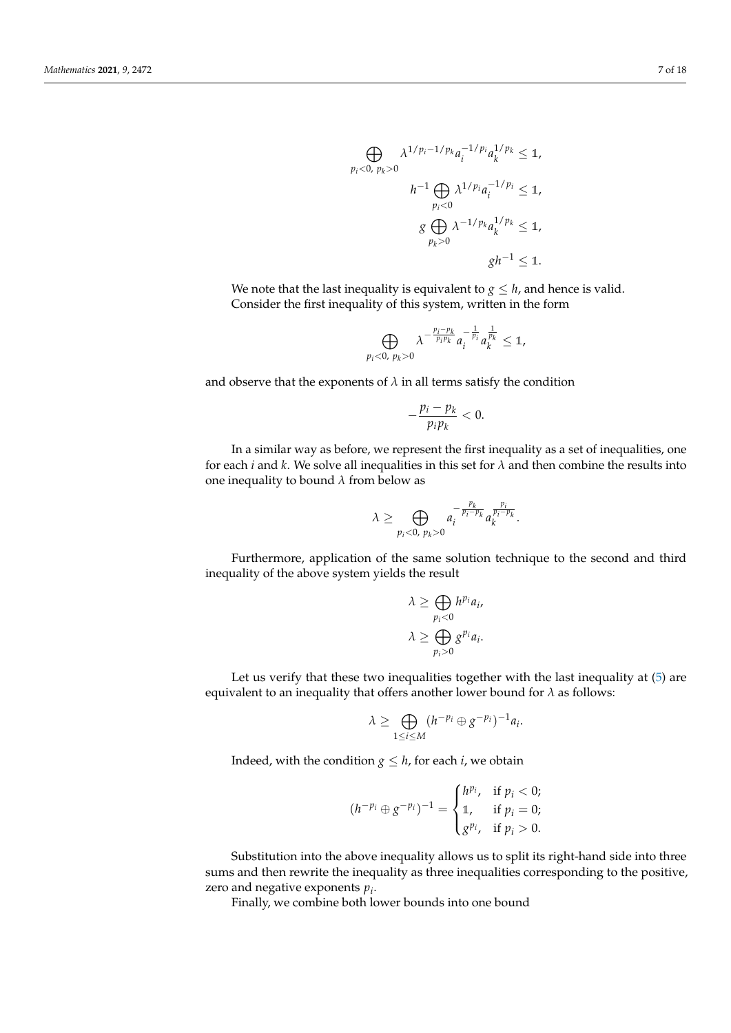$$
\begin{aligned}
\bigoplus_{p_i<0,\ p_k>0} \lambda^{1/p_i-1/p_k} a_i^{-1/p_i} a_k^{1/p_k} &\leq \mathbb{1}, \\
h^{-1} \bigoplus_{p_i<0} \lambda^{1/p_i} a_i^{-1/p_i} &\leq \mathbb{1}, \\
g \bigoplus_{p_k>0} \lambda^{-1/p_k} a_k^{1/p_k} &\leq \mathbb{1}, \\
g h^{-1} &\leq \mathbb{1}.
\end{aligned}
$$

We note that the last inequality is equivalent to $g \leq h$, and hence is valid.

Consider the first inequality of this system, written in the form

$$
\bigoplus_{p_i<0,\ p_k>0} \lambda^{-\frac{p_i-p_k}{p_i p_k}} a_i^{-\frac{1}{p_i}} a_k^{\frac{1}{p_k}} \leq \mathbb{1},
$$

and observe that the exponents of $\lambda$ in all terms satisfy the condition

$$
-\frac{p_i-p_k}{p_i p_k} < 0.
$$

In a similar way as before, we represent the first inequality as a set of inequalities, one for each $i$ and $k$. We solve all inequalities in this set for $\lambda$ and then combine the results into one inequality to bound $\lambda$ from below as

$$
\lambda \geq \bigoplus_{p_i<0,\ p_k>0} a_i^{-\frac{p_k}{p_i-p_k}} a_k^{\frac{p_i}{p_i-p_k}}.
$$

Furthermore, application of the same solution technique to the second and third inequality of the above system yields the result

$$
\begin{aligned}
\lambda &\geq \bigoplus_{p_i<0} h^{p_i} a_i, \\
\lambda &\geq \bigoplus_{p_i>0} g^{p_i} a_i.
\end{aligned}
$$

Let us verify that these two inequalities together with the last inequality at (5) are equivalent to an inequality that offers another lower bound for $\lambda$ as follows:

$$
\lambda \geq \bigoplus_{1 \leq i \leq M} (h^{-p_i} \oplus g^{-p_i})^{-1} a_i.
$$

Indeed, with the condition $g \leq h$, for each $i$, we obtain

$$
(h^{-p_i} \oplus g^{-p_i})^{-1} = \begin{cases} h^{p_i}, & \text{if } p_i < 0; \\ \mathbb{1}, & \text{if } p_i = 0; \\ g^{p_i}, & \text{if } p_i > 0. \end{cases}
$$

Substitution into the above inequality allows us to split its right-hand side into three sums and then rewrite the inequality as three inequalities corresponding to the positive, zero and negative exponents $p_i$.

Finally, we combine both lower bounds into one bound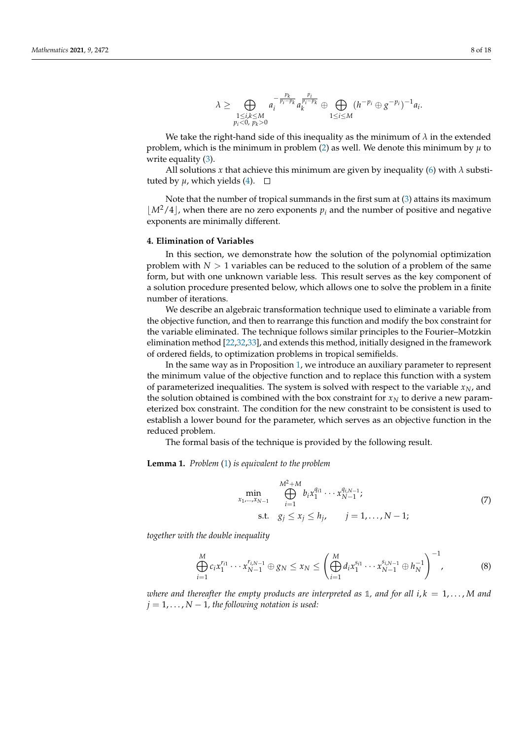$$
\lambda \geq \bigoplus_{\substack{1 \leq i,k \leq M \\ p_i < 0,\ p_k > 0}} a_i^{-\frac{p_k}{p_i - p_k}} a_k^{\frac{p_i}{p_i - p_k}} \oplus \bigoplus_{1 \leq i \leq M} (h^{-p_i} \oplus g^{-p_i})^{-1} a_i.
$$

We take the right-hand side of this inequality as the minimum of $\lambda$ in the extended problem, which is the minimum in problem (2) as well. We denote this minimum by $\mu$ to write equality (3).

All solutions $x$ that achieve this minimum are given by inequality (6) with $\lambda$ substituted by $\mu$, which yields (4). $\square$

Note that the number of tropical summands in the first sum at (3) attains its maximum $\lfloor M^2/4 \rfloor$, when there are no zero exponents $p_i$ and the number of positive and negative exponents are minimally different.

## 4. Elimination of Variables

In this section, we demonstrate how the solution of the polynomial optimization problem with $N > 1$ variables can be reduced to the solution of a problem of the same form, but with one unknown variable less. This result serves as the key component of a solution procedure presented below, which allows one to solve the problem in a finite number of iterations.

We describe an algebraic transformation technique used to eliminate a variable from the objective function, and then to rearrange this function and modify the box constraint for the variable eliminated. The technique follows similar principles to the Fourier–Motzkin elimination method [22,32,33], and extends this method, initially designed in the framework of ordered fields, to optimization problems in tropical semifields.

In the same way as in Proposition 1, we introduce an auxiliary parameter to represent the minimum value of the objective function and to replace this function with a system of parameterized inequalities. The system is solved with respect to the variable $x_N$, and the solution obtained is combined with the box constraint for $x_N$ to derive a new parameterized box constraint. The condition for the new constraint to be consistent is used to establish a lower bound for the parameter, which serves as an objective function in the reduced problem.

The formal basis of the technique is provided by the following result.

**Lemma 1.** *Problem (1) is equivalent to the problem*

$$
\begin{aligned}
\min_{x_1, \ldots, x_{N-1}} \quad & \bigoplus_{i=1}^{M^2+M} b_i x_1^{q_{i1}} \cdots x_{N-1}^{q_{i,N-1}}; \\
\text{s.t.} \quad & g_j \leq x_j \leq h_j, \qquad j = 1, \ldots, N-1;
\end{aligned} \tag{7}
$$

*together with the double inequality*

$$
\bigoplus_{i=1}^{M} c_i x_1^{r_{i1}} \cdots x_{N-1}^{r_{i,N-1}} \oplus g_N \leq x_N \leq \left( \bigoplus_{i=1}^{M} d_i x_1^{s_{i1}} \cdots x_{N-1}^{s_{i,N-1}} \oplus h_N^{-1} \right)^{-1}, \tag{8}
$$

*where and thereafter the empty products are interpreted as $\mathbb{1}$, and for all $i, k = 1, \ldots, M$ and $j = 1, \ldots, N-1$, the following notation is used:*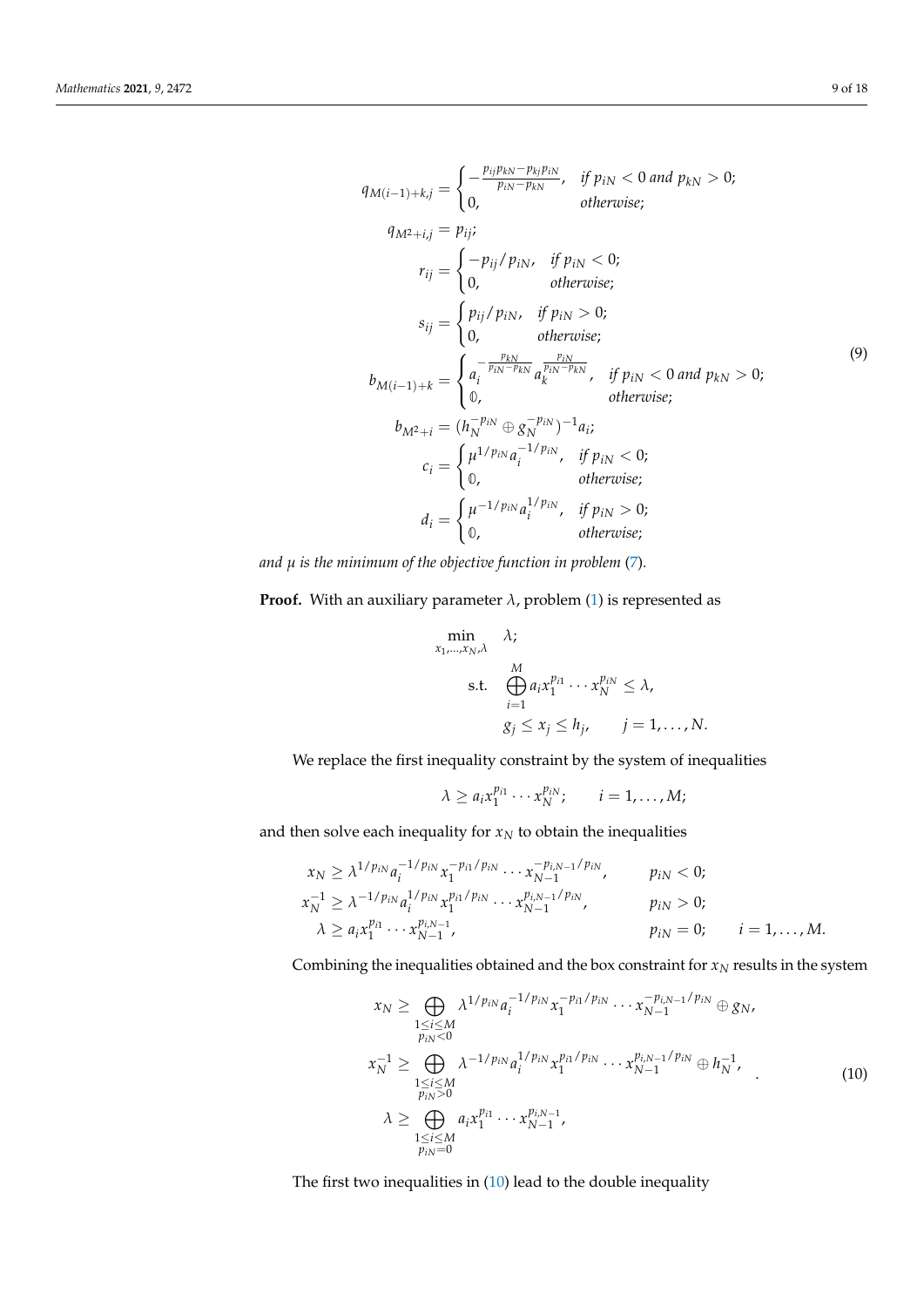$$
\begin{aligned}
q_{M(i-1)+k,j} &= \begin{cases} -\frac{p_{ij}p_{kN}-p_{kj}p_{iN}}{p_{iN}-p_{kN}}, & \text{if } p_{iN}<0 \text{ and } p_{kN}>0; \\ 0, & \text{otherwise}; \end{cases} \\
q_{M^2+i,j} &= p_{ij}; \\
r_{ij} &= \begin{cases} -p_{ij}/p_{iN}, & \text{if } p_{iN}<0; \\ 0, & \text{otherwise}; \end{cases} \\
s_{ij} &= \begin{cases} p_{ij}/p_{iN}, & \text{if } p_{iN}>0; \\ 0, & \text{otherwise}; \end{cases} \\
b_{M(i-1)+k} &= \begin{cases} a_i^{-\frac{p_{kN}}{p_{iN}-p_{kN}}} a_k^{\frac{p_{iN}}{p_{iN}-p_{kN}}}, & \text{if } p_{iN}<0 \text{ and } p_{kN}>0; \\ \mathbb{0}, & \text{otherwise}; \end{cases} \\
b_{M^2+i} &= (h_N^{-p_{iN}} \oplus g_N^{-p_{iN}})^{-1} a_i; \\
c_i &= \begin{cases} \mu^{1/p_{iN}} a_i^{-1/p_{iN}}, & \text{if } p_{iN}<0; \\ \mathbb{0}, & \text{otherwise}; \end{cases} \\
d_i &= \begin{cases} \mu^{-1/p_{iN}} a_i^{1/p_{iN}}, & \text{if } p_{iN}>0; \\ \mathbb{0}, & \text{otherwise}; \end{cases}
\end{aligned} \tag{9}
$$

*and $\mu$ is the minimum of the objective function in problem (7).*

**Proof.** With an auxiliary parameter $\lambda$, problem (1) is represented as

$$
\begin{aligned}
\min_{x_1,\ldots,x_N,\lambda} \quad & \lambda; \\
\text{s.t.} \quad & \bigoplus_{i=1}^{M} a_i x_1^{p_{i1}} \cdots x_N^{p_{iN}} \leq \lambda, \\
& g_j \leq x_j \leq h_j, \qquad j = 1,\ldots,N.
\end{aligned}
$$

We replace the first inequality constraint by the system of inequalities

$$
\lambda \geq a_i x_1^{p_{i1}} \cdots x_N^{p_{iN}}; \qquad i = 1,\ldots,M;
$$

and then solve each inequality for $x_N$ to obtain the inequalities

$$
\begin{aligned}
x_N &\geq \lambda^{1/p_{iN}} a_i^{-1/p_{iN}} x_1^{-p_{i1}/p_{iN}} \cdots x_{N-1}^{-p_{i,N-1}/p_{iN}}, && p_{iN} < 0; \\
x_N^{-1} &\geq \lambda^{-1/p_{iN}} a_i^{1/p_{iN}} x_1^{p_{i1}/p_{iN}} \cdots x_{N-1}^{p_{i,N-1}/p_{iN}}, && p_{iN} > 0; \\
\lambda &\geq a_i x_1^{p_{i1}} \cdots x_{N-1}^{p_{i,N-1}}, && p_{iN} = 0; \qquad i = 1,\ldots,M.
\end{aligned}
$$

Combining the inequalities obtained and the box constraint for $x_N$ results in the system

$$
\begin{aligned}
x_N &\geq \bigoplus_{\substack{1\leq i\leq M \\ p_{iN}<0}} \lambda^{1/p_{iN}} a_i^{-1/p_{iN}} x_1^{-p_{i1}/p_{iN}} \cdots x_{N-1}^{-p_{i,N-1}/p_{iN}} \oplus g_N, \\
x_N^{-1} &\geq \bigoplus_{\substack{1\leq i\leq M \\ p_{iN}>0}} \lambda^{-1/p_{iN}} a_i^{1/p_{iN}} x_1^{p_{i1}/p_{iN}} \cdots x_{N-1}^{p_{i,N-1}/p_{iN}} \oplus h_N^{-1}, \\
\lambda &\geq \bigoplus_{\substack{1\leq i\leq M \\ p_{iN}=0}} a_i x_1^{p_{i1}} \cdots x_{N-1}^{p_{i,N-1}},
\end{aligned} \tag{10}
$$

The first two inequalities in (10) lead to the double inequality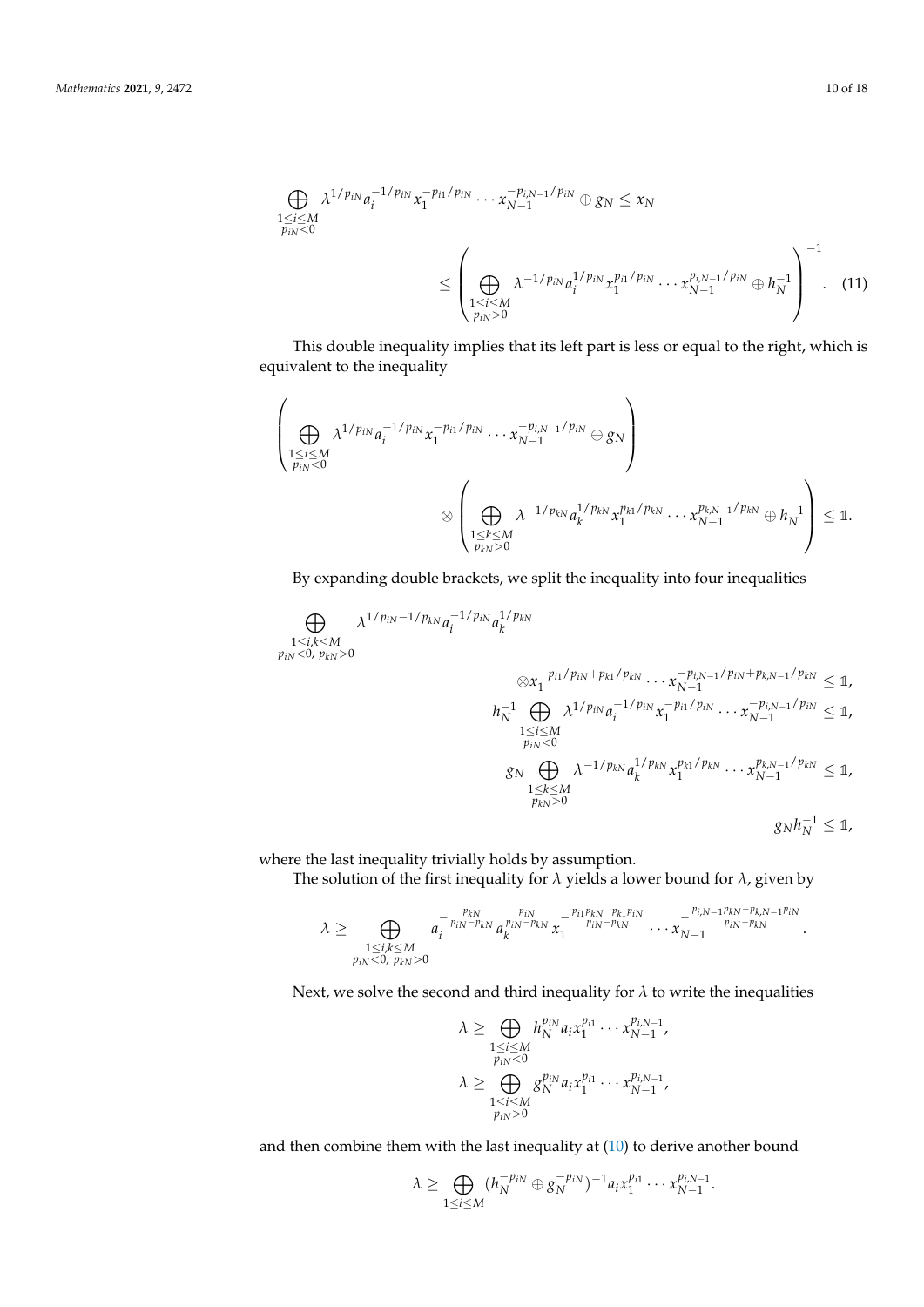$$\bigoplus_{\substack{1\leq i\leq M\\ p_{iN}<0}} \lambda^{1/p_{iN}} a_i^{-1/p_{iN}} x_1^{-p_{i1}/p_{iN}} \cdots x_{N-1}^{-p_{i,N-1}/p_{iN}} \oplus g_N \leq x_N$$

$$\leq \left( \bigoplus_{\substack{1\leq i\leq M\\ p_{iN}>0}} \lambda^{-1/p_{iN}} a_i^{1/p_{iN}} x_1^{p_{i1}/p_{iN}} \cdots x_{N-1}^{p_{i,N-1}/p_{iN}} \oplus h_N^{-1} \right)^{-1}. \quad (11)$$

This double inequality implies that its left part is less or equal to the right, which is equivalent to the inequality

$$\left( \bigoplus_{\substack{1\leq i\leq M\\ p_{iN}<0}} \lambda^{1/p_{iN}} a_i^{-1/p_{iN}} x_1^{-p_{i1}/p_{iN}} \cdots x_{N-1}^{-p_{i,N-1}/p_{iN}} \oplus g_N \right)$$

$$\otimes \left( \bigoplus_{\substack{1\leq k\leq M\\ p_{kN}>0}} \lambda^{-1/p_{kN}} a_k^{1/p_{kN}} x_1^{p_{k1}/p_{kN}} \cdots x_{N-1}^{p_{k,N-1}/p_{kN}} \oplus h_N^{-1} \right) \leq \mathbb{1}.$$

By expanding double brackets, we split the inequality into four inequalities

$$\bigoplus_{\substack{1\leq i,k\leq M\\ p_{iN}<0,\ p_{kN}>0}} \lambda^{1/p_{iN}-1/p_{kN}} a_i^{-1/p_{iN}} a_k^{1/p_{kN}}$$

$$\otimes x_1^{-p_{i1}/p_{iN}+p_{k1}/p_{kN}} \cdots x_{N-1}^{-p_{i,N-1}/p_{iN}+p_{k,N-1}/p_{kN}} \leq \mathbb{1},$$

$$h_N^{-1} \bigoplus_{\substack{1\leq i\leq M\\ p_{iN}<0}} \lambda^{1/p_{iN}} a_i^{-1/p_{iN}} x_1^{-p_{i1}/p_{iN}} \cdots x_{N-1}^{-p_{i,N-1}/p_{iN}} \leq \mathbb{1},$$

$$g_N \bigoplus_{\substack{1\leq k\leq M\\ p_{kN}>0}} \lambda^{-1/p_{kN}} a_k^{1/p_{kN}} x_1^{p_{k1}/p_{kN}} \cdots x_{N-1}^{p_{k,N-1}/p_{kN}} \leq \mathbb{1},$$

$$g_N h_N^{-1} \leq \mathbb{1},$$

where the last inequality trivially holds by assumption.

The solution of the first inequality for $\lambda$ yields a lower bound for $\lambda$, given by

$$\lambda \geq \bigoplus_{\substack{1\leq i,k\leq M\\ p_{iN}<0,\ p_{kN}>0}} a_i^{-\frac{p_{kN}}{p_{iN}-p_{kN}}} a_k^{\frac{p_{iN}}{p_{iN}-p_{kN}}} x_1^{-\frac{p_{i1}p_{kN}-p_{k1}p_{iN}}{p_{iN}-p_{kN}}} \cdots x_{N-1}^{-\frac{p_{i,N-1}p_{kN}-p_{k,N-1}p_{iN}}{p_{iN}-p_{kN}}}.$$

Next, we solve the second and third inequality for $\lambda$ to write the inequalities

$$\lambda \geq \bigoplus_{\substack{1\leq i\leq M\\ p_{iN}<0}} h_N^{p_{iN}} a_i x_1^{p_{i1}} \cdots x_{N-1}^{p_{i,N-1}},$$

$$\lambda \geq \bigoplus_{\substack{1\leq i\leq M\\ p_{iN}>0}} g_N^{p_{iN}} a_i x_1^{p_{i1}} \cdots x_{N-1}^{p_{i,N-1}},$$

and then combine them with the last inequality at (10) to derive another bound

$$\lambda \geq \bigoplus_{1\leq i\leq M} (h_N^{-p_{iN}} \oplus g_N^{-p_{iN}})^{-1} a_i x_1^{p_{i1}} \cdots x_{N-1}^{p_{i,N-1}}.$$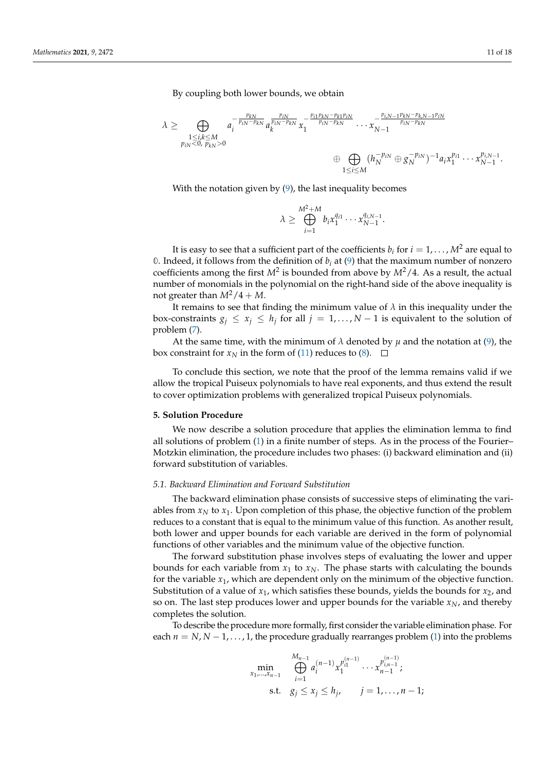By coupling both lower bounds, we obtain

$$\lambda \geq \bigoplus_{\substack{1\leq i,k\leq M \\ p_{iN}<0,\ p_{kN}>0}} a_i^{-\frac{p_{kN}}{p_{iN}-p_{kN}}} a_k^{\frac{p_{iN}}{p_{iN}-p_{kN}}} x_1^{-\frac{p_{i1}p_{kN}-p_{k1}p_{iN}}{p_{iN}-p_{kN}}} \cdots x_{N-1}^{-\frac{p_{i,N-1}p_{kN}-p_{k,N-1}p_{iN}}{p_{iN}-p_{kN}}} \oplus \bigoplus_{1\leq i\leq M} (h_N^{-p_{iN}} \oplus g_N^{-p_{iN}})^{-1} a_i x_1^{p_{i1}} \cdots x_{N-1}^{p_{i,N-1}}.$$

With the notation given by (9), the last inequality becomes

$$\lambda \geq \bigoplus_{i=1}^{M^2+M} b_i x_1^{q_{i1}} \cdots x_{N-1}^{q_{i,N-1}}.$$

It is easy to see that a sufficient part of the coefficients $b_i$ for $i = 1, \ldots, M^2$ are equal to $\mathbb{0}$. Indeed, it follows from the definition of $b_i$ at (9) that the maximum number of nonzero coefficients among the first $M^2$ is bounded from above by $M^2/4$. As a result, the actual number of monomials in the polynomial on the right-hand side of the above inequality is not greater than $M^2/4 + M$.

It remains to see that finding the minimum value of $\lambda$ in this inequality under the box-constraints $g_j \leq x_j \leq h_j$ for all $j = 1, \ldots, N-1$ is equivalent to the solution of problem (7).

At the same time, with the minimum of $\lambda$ denoted by $\mu$ and the notation at (9), the box constraint for $x_N$ in the form of (11) reduces to (8). □

To conclude this section, we note that the proof of the lemma remains valid if we allow the tropical Puiseux polynomials to have real exponents, and thus extend the result to cover optimization problems with generalized tropical Puiseux polynomials.

## 5. Solution Procedure

We now describe a solution procedure that applies the elimination lemma to find all solutions of problem (1) in a finite number of steps. As in the process of the Fourier–Motzkin elimination, the procedure includes two phases: (i) backward elimination and (ii) forward substitution of variables.

### 5.1. Backward Elimination and Forward Substitution

The backward elimination phase consists of successive steps of eliminating the variables from $x_N$ to $x_1$. Upon completion of this phase, the objective function of the problem reduces to a constant that is equal to the minimum value of this function. As another result, both lower and upper bounds for each variable are derived in the form of polynomial functions of other variables and the minimum value of the objective function.

The forward substitution phase involves steps of evaluating the lower and upper bounds for each variable from $x_1$ to $x_N$. The phase starts with calculating the bounds for the variable $x_1$, which are dependent only on the minimum of the objective function. Substitution of a value of $x_1$, which satisfies these bounds, yields the bounds for $x_2$, and so on. The last step produces lower and upper bounds for the variable $x_N$, and thereby completes the solution.

To describe the procedure more formally, first consider the variable elimination phase. For each $n = N, N-1, \ldots, 1$, the procedure gradually rearranges problem (1) into the problems

$$\begin{aligned}
\min_{x_1,\ldots,x_{n-1}} \quad & \bigoplus_{i=1}^{M_{n-1}} a_i^{(n-1)} x_1^{p_{i1}^{(n-1)}} \cdots x_{n-1}^{p_{i,n-1}^{(n-1)}}; \\
\text{s.t.} \quad & g_j \leq x_j \leq h_j, \qquad j = 1, \ldots, n-1;
\end{aligned}$$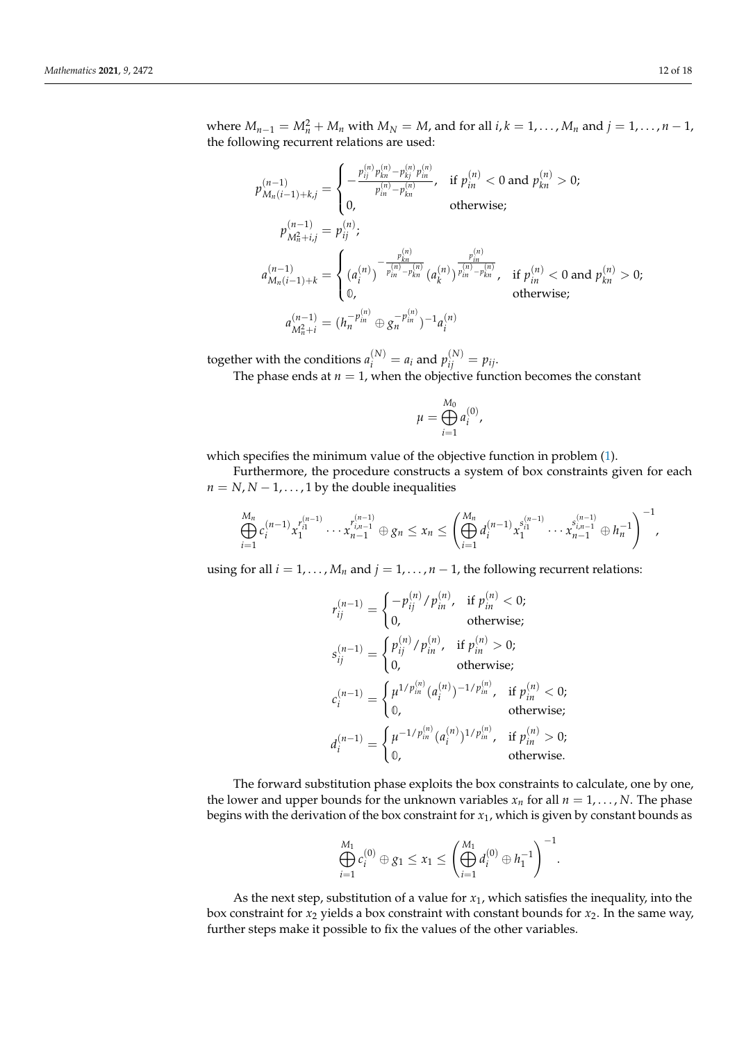where $M_{n-1} = M_n^2 + M_n$ with $M_N = M$, and for all $i, k = 1, \ldots, M_n$ and $j = 1, \ldots, n-1$, the following recurrent relations are used:

$$p_{M_n(i-1)+k,j}^{(n-1)} = \begin{cases} -\dfrac{p_{ij}^{(n)} p_{kn}^{(n)} - p_{kj}^{(n)} p_{in}^{(n)}}{p_{in}^{(n)} - p_{kn}^{(n)}}, & \text{if } p_{in}^{(n)} < 0 \text{ and } p_{kn}^{(n)} > 0; \\ 0, & \text{otherwise}; \end{cases}$$

$$p_{M_n^2+i,j}^{(n-1)} = p_{ij}^{(n)};$$

$$a_{M_n(i-1)+k}^{(n-1)} = \begin{cases} (a_i^{(n)})^{-\frac{p_{kn}^{(n)}}{p_{in}^{(n)} - p_{kn}^{(n)}}} (a_k^{(n)})^{\frac{p_{in}^{(n)}}{p_{in}^{(n)} - p_{kn}^{(n)}}}, & \text{if } p_{in}^{(n)} < 0 \text{ and } p_{kn}^{(n)} > 0; \\ \mathbb{0}, & \text{otherwise}; \end{cases}$$

$$a_{M_n^2+i}^{(n-1)} = (h_n^{-p_{in}^{(n)}} \oplus g_n^{-p_{in}^{(n)}})^{-1} a_i^{(n)}$$

together with the conditions $a_i^{(N)} = a_i$ and $p_{ij}^{(N)} = p_{ij}$.

The phase ends at $n = 1$, when the objective function becomes the constant

$$\mu = \bigoplus_{i=1}^{M_0} a_i^{(0)},$$

which specifies the minimum value of the objective function in problem (1).

Furthermore, the procedure constructs a system of box constraints given for each $n = N, N-1, \ldots, 1$ by the double inequalities

$$\bigoplus_{i=1}^{M_n} c_i^{(n-1)} x_1^{r_{i1}^{(n-1)}} \cdots x_{n-1}^{r_{i,n-1}^{(n-1)}} \oplus g_n \leq x_n \leq \left( \bigoplus_{i=1}^{M_n} d_i^{(n-1)} x_1^{s_{i1}^{(n-1)}} \cdots x_{n-1}^{s_{i,n-1}^{(n-1)}} \oplus h_n^{-1} \right)^{-1},$$

using for all $i = 1, \ldots, M_n$ and $j = 1, \ldots, n-1$, the following recurrent relations:

$$r_{ij}^{(n-1)} = \begin{cases} -p_{ij}^{(n)} / p_{in}^{(n)}, & \text{if } p_{in}^{(n)} < 0; \\ 0, & \text{otherwise}; \end{cases}$$

$$s_{ij}^{(n-1)} = \begin{cases} p_{ij}^{(n)} / p_{in}^{(n)}, & \text{if } p_{in}^{(n)} > 0; \\ 0, & \text{otherwise}; \end{cases}$$

$$c_i^{(n-1)} = \begin{cases} \mu^{1/p_{in}^{(n)}} (a_i^{(n)})^{-1/p_{in}^{(n)}}, & \text{if } p_{in}^{(n)} < 0; \\ \mathbb{0}, & \text{otherwise}; \end{cases}$$

$$d_i^{(n-1)} = \begin{cases} \mu^{-1/p_{in}^{(n)}} (a_i^{(n)})^{1/p_{in}^{(n)}}, & \text{if } p_{in}^{(n)} > 0; \\ \mathbb{0}, & \text{otherwise}. \end{cases}$$

The forward substitution phase exploits the box constraints to calculate, one by one, the lower and upper bounds for the unknown variables $x_n$ for all $n = 1, \ldots, N$. The phase begins with the derivation of the box constraint for $x_1$, which is given by constant bounds as

$$\bigoplus_{i=1}^{M_1} c_i^{(0)} \oplus g_1 \leq x_1 \leq \left( \bigoplus_{i=1}^{M_1} d_i^{(0)} \oplus h_1^{-1} \right)^{-1}.$$

As the next step, substitution of a value for $x_1$, which satisfies the inequality, into the box constraint for $x_2$ yields a box constraint with constant bounds for $x_2$. In the same way, further steps make it possible to fix the values of the other variables.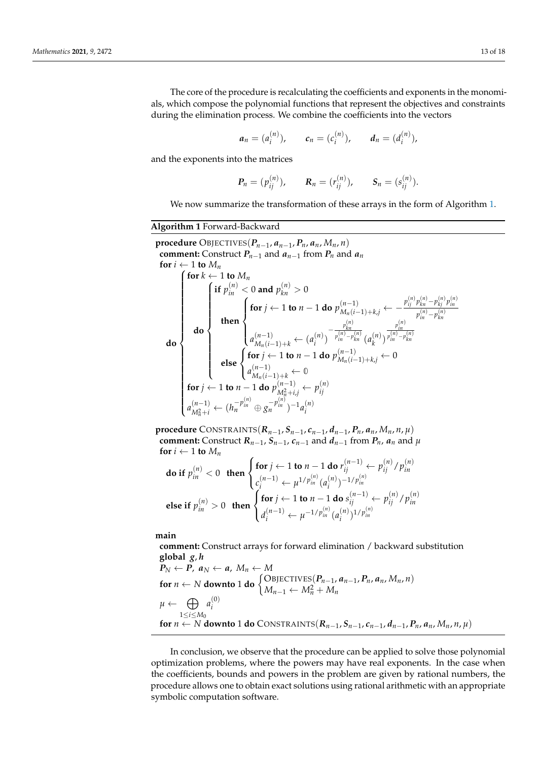The core of the procedure is recalculating the coefficients and exponents in the monomials, which compose the polynomial functions that represent the objectives and constraints during the elimination process. We combine the coefficients into the vectors

$$\boldsymbol{a}_n = (a_i^{(n)}), \qquad \boldsymbol{c}_n = (c_i^{(n)}), \qquad \boldsymbol{d}_n = (d_i^{(n)}),$$

and the exponents into the matrices

$$\boldsymbol{P}_n = (p_{ij}^{(n)}), \qquad \boldsymbol{R}_n = (r_{ij}^{(n)}), \qquad \boldsymbol{S}_n = (s_{ij}^{(n)}).$$

We now summarize the transformation of these arrays in the form of Algorithm 1.

**Algorithm 1** Forward-Backward

**procedure** OBJECTIVES($\boldsymbol{P}_{n-1}, \boldsymbol{a}_{n-1}, \boldsymbol{P}_n, \boldsymbol{a}_n, M_n, n$)
 **comment:** Construct $\boldsymbol{P}_{n-1}$ and $\boldsymbol{a}_{n-1}$ from $\boldsymbol{P}_n$ and $\boldsymbol{a}_n$
 **for** $i \leftarrow 1$ **to** $M_n$

$$\textbf{do} \begin{cases} \textbf{for } k \leftarrow 1 \textbf{ to } M_n \\ \textbf{do} \begin{cases} \textbf{if } p_{in}^{(n)} < 0 \textbf{ and } p_{kn}^{(n)} > 0 \\ \quad \textbf{then} \begin{cases} \textbf{for } j \leftarrow 1 \textbf{ to } n-1 \textbf{ do } p_{M_n(i-1)+k,j}^{(n-1)} \leftarrow -\dfrac{p_{ij}^{(n)} p_{kn}^{(n)} - p_{kj}^{(n)} p_{in}^{(n)}}{p_{in}^{(n)} - p_{kn}^{(n)}} \\ a_{M_n(i-1)+k}^{(n-1)} \leftarrow (a_i^{(n)})^{-\frac{p_{kn}^{(n)}}{p_{in}^{(n)} - p_{kn}^{(n)}}} (a_k^{(n)})^{\frac{p_{in}^{(n)}}{p_{in}^{(n)} - p_{kn}^{(n)}}} \end{cases} \\ \quad \textbf{else} \begin{cases} \textbf{for } j \leftarrow 1 \textbf{ to } n-1 \textbf{ do } p_{M_n(i-1)+k,j}^{(n-1)} \leftarrow 0 \\ a_{M_n(i-1)+k}^{(n-1)} \leftarrow \mathbb{0} \end{cases} \end{cases} \\ \textbf{for } j \leftarrow 1 \textbf{ to } n-1 \textbf{ do } p_{M_n^2+i,j}^{(n-1)} \leftarrow p_{ij}^{(n)} \\ a_{M_n^2+i}^{(n-1)} \leftarrow (h_n^{-p_{in}^{(n)}} \oplus g_n^{-p_{in}^{(n)}})^{-1} a_i^{(n)} \end{cases}$$

**procedure** CONSTRAINTS($\boldsymbol{R}_{n-1}, \boldsymbol{S}_{n-1}, \boldsymbol{c}_{n-1}, \boldsymbol{d}_{n-1}, \boldsymbol{P}_n, \boldsymbol{a}_n, M_n, n, \mu$)
 **comment:** Construct $\boldsymbol{R}_{n-1}$, $\boldsymbol{S}_{n-1}$, $\boldsymbol{c}_{n-1}$ and $\boldsymbol{d}_{n-1}$ from $\boldsymbol{P}_n$, $\boldsymbol{a}_n$ and $\mu$
 **for** $i \leftarrow 1$ **to** $M_n$

$$\textbf{do if } p_{in}^{(n)} < 0 \quad \textbf{then} \begin{cases} \textbf{for } j \leftarrow 1 \textbf{ to } n-1 \textbf{ do } r_{ij}^{(n-1)} \leftarrow p_{ij}^{(n)} / p_{in}^{(n)} \\ c_i^{(n-1)} \leftarrow \mu^{1/p_{in}^{(n)}} (a_i^{(n)})^{-1/p_{in}^{(n)}} \end{cases}$$

$$\textbf{else if } p_{in}^{(n)} > 0 \quad \textbf{then} \begin{cases} \textbf{for } j \leftarrow 1 \textbf{ to } n-1 \textbf{ do } s_{ij}^{(n-1)} \leftarrow p_{ij}^{(n)} / p_{in}^{(n)} \\ d_i^{(n-1)} \leftarrow \mu^{-1/p_{in}^{(n)}} (a_i^{(n)})^{1/p_{in}^{(n)}} \end{cases}$$

**main**
 **comment:** Construct arrays for forward elimination / backward substitution
 **global** $\boldsymbol{g}, \boldsymbol{h}$
 $\boldsymbol{P}_N \leftarrow \boldsymbol{P},\ \boldsymbol{a}_N \leftarrow \boldsymbol{a},\ M_n \leftarrow M$

$$\textbf{for } n \leftarrow N \textbf{ downto } 1 \textbf{ do} \begin{cases} \text{OBJECTIVES}(\boldsymbol{P}_{n-1}, \boldsymbol{a}_{n-1}, \boldsymbol{P}_n, \boldsymbol{a}_n, M_n, n) \\ M_{n-1} \leftarrow M_n^2 + M_n \end{cases}$$

$$\mu \leftarrow \bigoplus_{1 \le i \le M_0} a_i^{(0)}$$

 **for** $n \leftarrow N$ **downto** 1 **do** CONSTRAINTS($\boldsymbol{R}_{n-1}, \boldsymbol{S}_{n-1}, \boldsymbol{c}_{n-1}, \boldsymbol{d}_{n-1}, \boldsymbol{P}_n, \boldsymbol{a}_n, M_n, n, \mu$)

In conclusion, we observe that the procedure can be applied to solve those polynomial optimization problems, where the powers may have real exponents. In the case when the coefficients, bounds and powers in the problem are given by rational numbers, the procedure allows one to obtain exact solutions using rational arithmetic with an appropriate symbolic computation software.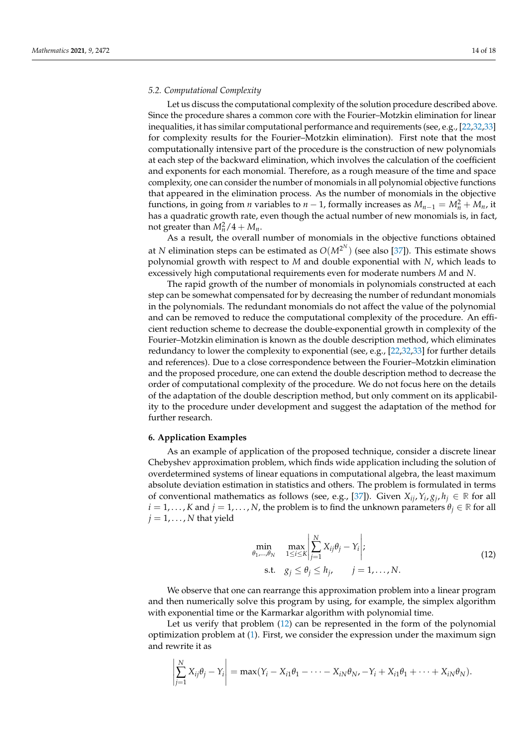### 5.2. Computational Complexity

Let us discuss the computational complexity of the solution procedure described above. Since the procedure shares a common core with the Fourier–Motzkin elimination for linear inequalities, it has similar computational performance and requirements (see, e.g., [22,32,33] for complexity results for the Fourier–Motzkin elimination). First note that the most computationally intensive part of the procedure is the construction of new polynomials at each step of the backward elimination, which involves the calculation of the coefficient and exponents for each monomial. Therefore, as a rough measure of the time and space complexity, one can consider the number of monomials in all polynomial objective functions that appeared in the elimination process. As the number of monomials in the objective functions, in going from $n$ variables to $n-1$, formally increases as $M_{n-1} = M_n^2 + M_n$, it has a quadratic growth rate, even though the actual number of new monomials is, in fact, not greater than $M_n^2/4 + M_n$.

As a result, the overall number of monomials in the objective functions obtained at $N$ elimination steps can be estimated as $O(M^{2^N})$ (see also [37]). This estimate shows polynomial growth with respect to $M$ and double exponential with $N$, which leads to excessively high computational requirements even for moderate numbers $M$ and $N$.

The rapid growth of the number of monomials in polynomials constructed at each step can be somewhat compensated for by decreasing the number of redundant monomials in the polynomials. The redundant monomials do not affect the value of the polynomial and can be removed to reduce the computational complexity of the procedure. An efficient reduction scheme to decrease the double-exponential growth in complexity of the Fourier–Motzkin elimination is known as the double description method, which eliminates redundancy to lower the complexity to exponential (see, e.g., [22,32,33] for further details and references). Due to a close correspondence between the Fourier–Motzkin elimination and the proposed procedure, one can extend the double description method to decrease the order of computational complexity of the procedure. We do not focus here on the details of the adaptation of the double description method, but only comment on its applicability to the procedure under development and suggest the adaptation of the method for further research.

## 6. Application Examples

As an example of application of the proposed technique, consider a discrete linear Chebyshev approximation problem, which finds wide application including the solution of overdetermined systems of linear equations in computational algebra, the least maximum absolute deviation estimation in statistics and others. The problem is formulated in terms of conventional mathematics as follows (see, e.g., [37]). Given $X_{ij}, Y_i, g_j, h_j \in \mathbb{R}$ for all $i = 1, \ldots, K$ and $j = 1, \ldots, N$, the problem is to find the unknown parameters $\theta_j \in \mathbb{R}$ for all $j = 1, \ldots, N$ that yield

$$
\begin{aligned}
\min_{\theta_1,\ldots,\theta_N} \quad & \max_{1 \leq i \leq K} \left| \sum_{j=1}^{N} X_{ij}\theta_j - Y_i \right|; \\
\text{s.t.} \quad & g_j \leq \theta_j \leq h_j, \qquad j = 1, \ldots, N.
\end{aligned}
\tag{12}
$$

We observe that one can rearrange this approximation problem into a linear program and then numerically solve this program by using, for example, the simplex algorithm with exponential time or the Karmarkar algorithm with polynomial time.

Let us verify that problem (12) can be represented in the form of the polynomial optimization problem at (1). First, we consider the expression under the maximum sign and rewrite it as

$$
\left| \sum_{j=1}^{N} X_{ij}\theta_j - Y_i \right| = \max(Y_i - X_{i1}\theta_1 - \cdots - X_{iN}\theta_N, -Y_i + X_{i1}\theta_1 + \cdots + X_{iN}\theta_N).
$$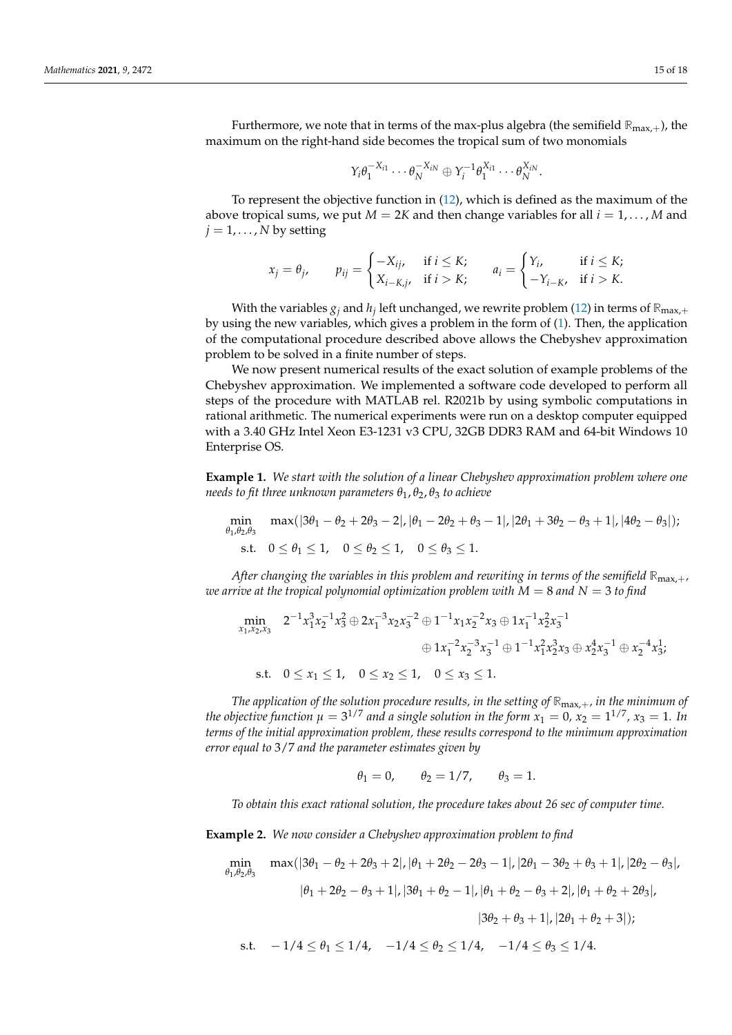Furthermore, we note that in terms of the max-plus algebra (the semifield $\mathbb{R}_{\max,+}$), the maximum on the right-hand side becomes the tropical sum of two monomials

$$Y_i \theta_1^{-X_{i1}} \cdots \theta_N^{-X_{iN}} \oplus Y_i^{-1} \theta_1^{X_{i1}} \cdots \theta_N^{X_{iN}}.$$

To represent the objective function in (12), which is defined as the maximum of the above tropical sums, we put $M = 2K$ and then change variables for all $i = 1, \ldots, M$ and $j = 1, \ldots, N$ by setting

$$x_j = \theta_j, \qquad p_{ij} = \begin{cases} -X_{ij}, & \text{if } i \leq K; \\ X_{i-K,j}, & \text{if } i > K; \end{cases} \qquad a_i = \begin{cases} Y_i, & \text{if } i \leq K; \\ -Y_{i-K}, & \text{if } i > K. \end{cases}$$

With the variables $g_j$ and $h_j$ left unchanged, we rewrite problem (12) in terms of $\mathbb{R}_{\max,+}$ by using the new variables, which gives a problem in the form of (1). Then, the application of the computational procedure described above allows the Chebyshev approximation problem to be solved in a finite number of steps.

We now present numerical results of the exact solution of example problems of the Chebyshev approximation. We implemented a software code developed to perform all steps of the procedure with MATLAB rel. R2021b by using symbolic computations in rational arithmetic. The numerical experiments were run on a desktop computer equipped with a 3.40 GHz Intel Xeon E3-1231 v3 CPU, 32GB DDR3 RAM and 64-bit Windows 10 Enterprise OS.

**Example 1.** *We start with the solution of a linear Chebyshev approximation problem where one needs to fit three unknown parameters $\theta_1, \theta_2, \theta_3$ to achieve*

$$\begin{aligned} \min_{\theta_1,\theta_2,\theta_3} \quad & \max(|3\theta_1 - \theta_2 + 2\theta_3 - 2|, |\theta_1 - 2\theta_2 + \theta_3 - 1|, |2\theta_1 + 3\theta_2 - \theta_3 + 1|, |4\theta_2 - \theta_3|); \\ \text{s.t.} \quad & 0 \leq \theta_1 \leq 1, \quad 0 \leq \theta_2 \leq 1, \quad 0 \leq \theta_3 \leq 1. \end{aligned}$$

*After changing the variables in this problem and rewriting in terms of the semifield $\mathbb{R}_{\max,+}$, we arrive at the tropical polynomial optimization problem with $M = 8$ and $N = 3$ to find*

$$\begin{aligned} \min_{x_1,x_2,x_3} \quad & 2^{-1} x_1^3 x_2^{-1} x_3^2 \oplus 2 x_1^{-3} x_2 x_3^{-2} \oplus 1^{-1} x_1 x_2^{-2} x_3 \oplus 1 x_1^{-1} x_2^2 x_3^{-1} \\ & \oplus 1 x_1^{-2} x_2^{-3} x_3^{-1} \oplus 1^{-1} x_1^2 x_2^3 x_3 \oplus x_2^4 x_3^{-1} \oplus x_2^{-4} x_3^1; \\ \text{s.t.} \quad & 0 \leq x_1 \leq 1, \quad 0 \leq x_2 \leq 1, \quad 0 \leq x_3 \leq 1. \end{aligned}$$

*The application of the solution procedure results, in the setting of $\mathbb{R}_{\max,+}$, in the minimum of the objective function $\mu = 3^{1/7}$ and a single solution in the form $x_1 = 0$, $x_2 = 1^{1/7}$, $x_3 = 1$. In terms of the initial approximation problem, these results correspond to the minimum approximation error equal to $3/7$ and the parameter estimates given by*

$$\theta_1 = 0, \qquad \theta_2 = 1/7, \qquad \theta_3 = 1.$$

*To obtain this exact rational solution, the procedure takes about 26 sec of computer time.*

**Example 2.** *We now consider a Chebyshev approximation problem to find*

$$\begin{aligned} \min_{\theta_1,\theta_2,\theta_3} \quad & \max(|3\theta_1 - \theta_2 + 2\theta_3 + 2|, |\theta_1 + 2\theta_2 - 2\theta_3 - 1|, |2\theta_1 - 3\theta_2 + \theta_3 + 1|, |2\theta_2 - \theta_3|, \\ & |\theta_1 + 2\theta_2 - \theta_3 + 1|, |3\theta_1 + \theta_2 - 1|, |\theta_1 + \theta_2 - \theta_3 + 2|, |\theta_1 + \theta_2 + 2\theta_3|, \\ & |3\theta_2 + \theta_3 + 1|, |2\theta_1 + \theta_2 + 3|); \\ \text{s.t.} \quad & -1/4 \leq \theta_1 \leq 1/4, \quad -1/4 \leq \theta_2 \leq 1/4, \quad -1/4 \leq \theta_3 \leq 1/4. \end{aligned}$$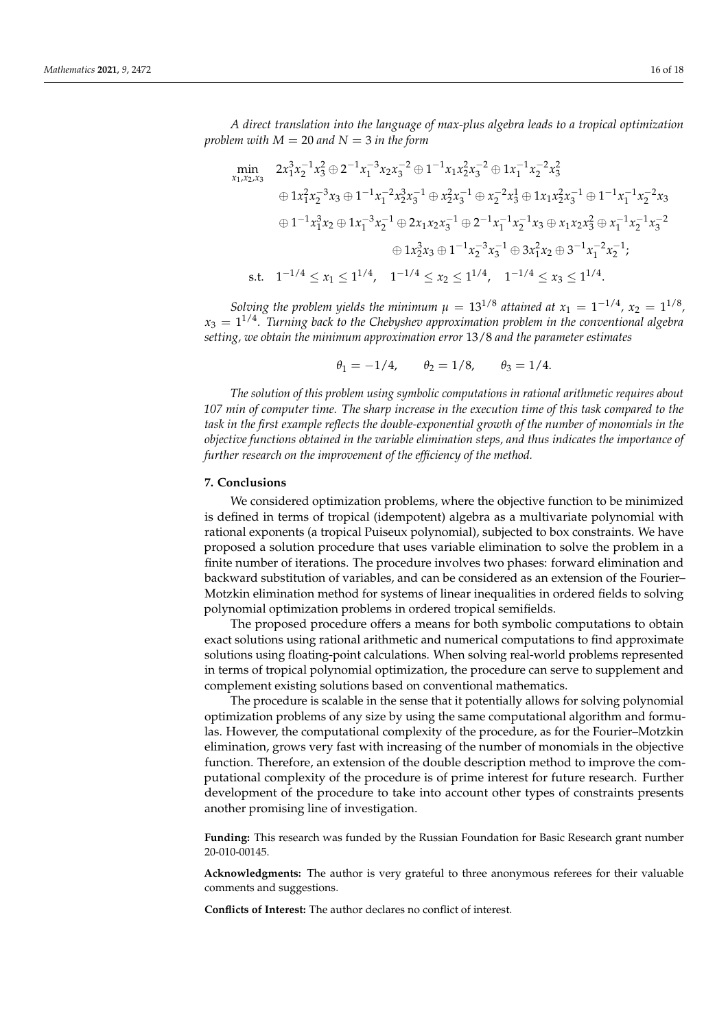*A direct translation into the language of max-plus algebra leads to a tropical optimization problem with $M = 20$ and $N = 3$ in the form*

$$
\begin{aligned}
\min_{x_1,x_2,x_3} \quad & 2x_1^3x_2^{-1}x_3^2 \oplus 2^{-1}x_1^{-3}x_2x_3^{-2} \oplus 1^{-1}x_1x_2^2x_3^{-2} \oplus 1x_1^{-1}x_2^{-2}x_3^2 \\
& \oplus 1x_1^2x_2^{-3}x_3 \oplus 1^{-1}x_1^{-2}x_2^3x_3^{-1} \oplus x_2^2x_3^{-1} \oplus x_2^{-2}x_3^1 \oplus 1x_1x_2^2x_3^{-1} \oplus 1^{-1}x_1^{-1}x_2^{-2}x_3 \\
& \oplus 1^{-1}x_1^3x_2 \oplus 1x_1^{-3}x_2^{-1} \oplus 2x_1x_2x_3^{-1} \oplus 2^{-1}x_1^{-1}x_2^{-1}x_3 \oplus x_1x_2x_3^2 \oplus x_1^{-1}x_2^{-1}x_3^{-2} \\
& \oplus 1x_2^3x_3 \oplus 1^{-1}x_2^{-3}x_3^{-1} \oplus 3x_1^2x_2 \oplus 3^{-1}x_1^{-2}x_2^{-1}; \\
\text{s.t.} \quad & 1^{-1/4} \leq x_1 \leq 1^{1/4}, \quad 1^{-1/4} \leq x_2 \leq 1^{1/4}, \quad 1^{-1/4} \leq x_3 \leq 1^{1/4}.
\end{aligned}
$$

*Solving the problem yields the minimum $\mu = 13^{1/8}$ attained at $x_1 = 1^{-1/4}$, $x_2 = 1^{1/8}$, $x_3 = 1^{1/4}$. Turning back to the Chebyshev approximation problem in the conventional algebra setting, we obtain the minimum approximation error* 13/8 *and the parameter estimates*

$$
\theta_1 = -1/4, \qquad \theta_2 = 1/8, \qquad \theta_3 = 1/4.
$$

*The solution of this problem using symbolic computations in rational arithmetic requires about 107 min of computer time. The sharp increase in the execution time of this task compared to the task in the first example reflects the double-exponential growth of the number of monomials in the objective functions obtained in the variable elimination steps, and thus indicates the importance of further research on the improvement of the efficiency of the method.*

## 7. Conclusions

We considered optimization problems, where the objective function to be minimized is defined in terms of tropical (idempotent) algebra as a multivariate polynomial with rational exponents (a tropical Puiseux polynomial), subjected to box constraints. We have proposed a solution procedure that uses variable elimination to solve the problem in a finite number of iterations. The procedure involves two phases: forward elimination and backward substitution of variables, and can be considered as an extension of the Fourier–Motzkin elimination method for systems of linear inequalities in ordered fields to solving polynomial optimization problems in ordered tropical semifields.

The proposed procedure offers a means for both symbolic computations to obtain exact solutions using rational arithmetic and numerical computations to find approximate solutions using floating-point calculations. When solving real-world problems represented in terms of tropical polynomial optimization, the procedure can serve to supplement and complement existing solutions based on conventional mathematics.

The procedure is scalable in the sense that it potentially allows for solving polynomial optimization problems of any size by using the same computational algorithm and formulas. However, the computational complexity of the procedure, as for the Fourier–Motzkin elimination, grows very fast with increasing of the number of monomials in the objective function. Therefore, an extension of the double description method to improve the computational complexity of the procedure is of prime interest for future research. Further development of the procedure to take into account other types of constraints presents another promising line of investigation.

**Funding:** This research was funded by the Russian Foundation for Basic Research grant number 20-010-00145.

**Acknowledgments:** The author is very grateful to three anonymous referees for their valuable comments and suggestions.

**Conflicts of Interest:** The author declares no conflict of interest.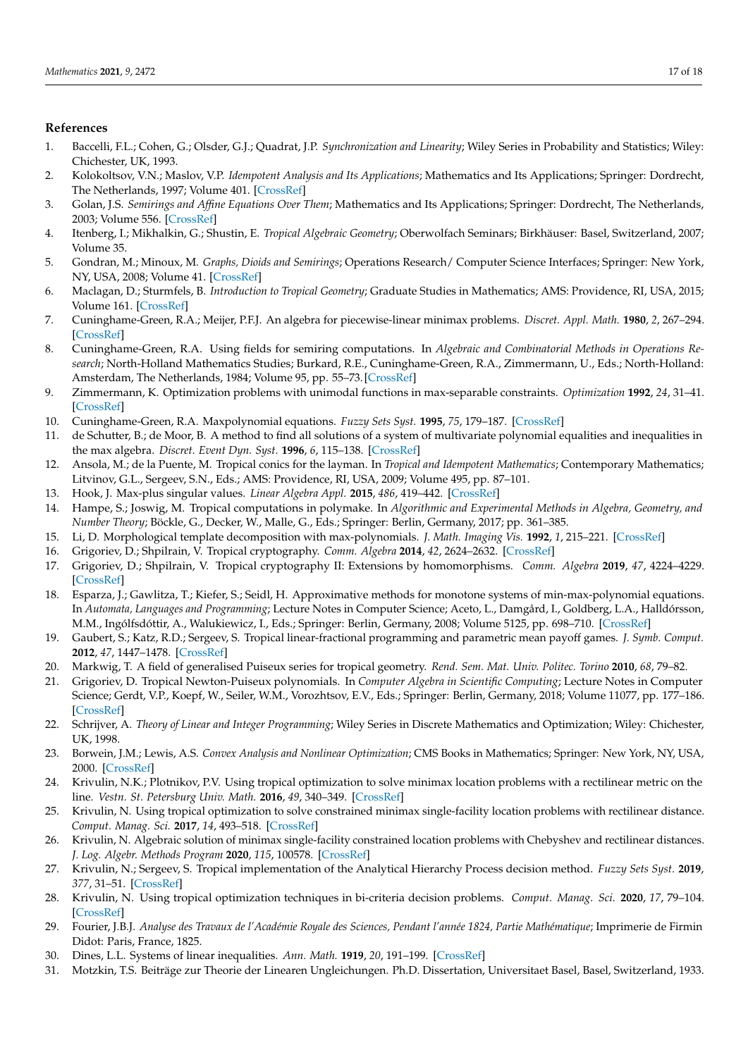## References

1. Baccelli, F.L.; Cohen, G.; Olsder, G.J.; Quadrat, J.P. *Synchronization and Linearity*; Wiley Series in Probability and Statistics; Wiley: Chichester, UK, 1993.
2. Kolokoltsov, V.N.; Maslov, V.P. *Idempotent Analysis and Its Applications*; Mathematics and Its Applications; Springer: Dordrecht, The Netherlands, 1997; Volume 401. [CrossRef]
3. Golan, J.S. *Semirings and Affine Equations Over Them*; Mathematics and Its Applications; Springer: Dordrecht, The Netherlands, 2003; Volume 556. [CrossRef]
4. Itenberg, I.; Mikhalkin, G.; Shustin, E. *Tropical Algebraic Geometry*; Oberwolfach Seminars; Birkhäuser: Basel, Switzerland, 2007; Volume 35.
5. Gondran, M.; Minoux, M. *Graphs, Dioids and Semirings*; Operations Research/ Computer Science Interfaces; Springer: New York, NY, USA, 2008; Volume 41. [CrossRef]
6. Maclagan, D.; Sturmfels, B. *Introduction to Tropical Geometry*; Graduate Studies in Mathematics; AMS: Providence, RI, USA, 2015; Volume 161. [CrossRef]
7. Cuninghame-Green, R.A.; Meijer, P.F.J. An algebra for piecewise-linear minimax problems. *Discret. Appl. Math.* **1980**, *2*, 267–294. [CrossRef]
8. Cuninghame-Green, R.A. Using fields for semiring computations. In *Algebraic and Combinatorial Methods in Operations Research*; North-Holland Mathematics Studies; Burkard, R.E., Cuninghame-Green, R.A., Zimmermann, U., Eds.; North-Holland: Amsterdam, The Netherlands, 1984; Volume 95, pp. 55–73. [CrossRef]
9. Zimmermann, K. Optimization problems with unimodal functions in max-separable constraints. *Optimization* **1992**, *24*, 31–41. [CrossRef]
10. Cuninghame-Green, R.A. Maxpolynomial equations. *Fuzzy Sets Syst.* **1995**, *75*, 179–187. [CrossRef]
11. de Schutter, B.; de Moor, B. A method to find all solutions of a system of multivariate polynomial equalities and inequalities in the max algebra. *Discret. Event Dyn. Syst.* **1996**, *6*, 115–138. [CrossRef]
12. Ansola, M.; de la Puente, M. Tropical conics for the layman. In *Tropical and Idempotent Mathematics*; Contemporary Mathematics; Litvinov, G.L., Sergeev, S.N., Eds.; AMS: Providence, RI, USA, 2009; Volume 495, pp. 87–101.
13. Hook, J. Max-plus singular values. *Linear Algebra Appl.* **2015**, *486*, 419–442. [CrossRef]
14. Hampe, S.; Joswig, M. Tropical computations in polymake. In *Algorithmic and Experimental Methods in Algebra, Geometry, and Number Theory*; Böckle, G., Decker, W., Malle, G., Eds.; Springer: Berlin, Germany, 2017; pp. 361–385.
15. Li, D. Morphological template decomposition with max-polynomials. *J. Math. Imaging Vis.* **1992**, *1*, 215–221. [CrossRef]
16. Grigoriev, D.; Shpilrain, V. Tropical cryptography. *Comm. Algebra* **2014**, *42*, 2624–2632. [CrossRef]
17. Grigoriev, D.; Shpilrain, V. Tropical cryptography II: Extensions by homomorphisms. *Comm. Algebra* **2019**, *47*, 4224–4229. [CrossRef]
18. Esparza, J.; Gawlitza, T.; Kiefer, S.; Seidl, H. Approximative methods for monotone systems of min-max-polynomial equations. In *Automata, Languages and Programming*; Lecture Notes in Computer Science; Aceto, L., Damgård, I., Goldberg, L.A., Halldórsson, M.M., Ingólfsdóttir, A., Walukiewicz, I., Eds.; Springer: Berlin, Germany, 2008; Volume 5125, pp. 698–710. [CrossRef]
19. Gaubert, S.; Katz, R.D.; Sergeev, S. Tropical linear-fractional programming and parametric mean payoff games. *J. Symb. Comput.* **2012**, *47*, 1447–1478. [CrossRef]
20. Markwig, T. A field of generalised Puiseux series for tropical geometry. *Rend. Sem. Mat. Univ. Politec. Torino* **2010**, *68*, 79–82.
21. Grigoriev, D. Tropical Newton-Puiseux polynomials. In *Computer Algebra in Scientific Computing*; Lecture Notes in Computer Science; Gerdt, V.P., Koepf, W., Seiler, W.M., Vorozhtsov, E.V., Eds.; Springer: Berlin, Germany, 2018; Volume 11077, pp. 177–186. [CrossRef]
22. Schrijver, A. *Theory of Linear and Integer Programming*; Wiley Series in Discrete Mathematics and Optimization; Wiley: Chichester, UK, 1998.
23. Borwein, J.M.; Lewis, A.S. *Convex Analysis and Nonlinear Optimization*; CMS Books in Mathematics; Springer: New York, NY, USA, 2000. [CrossRef]
24. Krivulin, N.K.; Plotnikov, P.V. Using tropical optimization to solve minimax location problems with a rectilinear metric on the line. *Vestn. St. Petersburg Univ. Math.* **2016**, *49*, 340–349. [CrossRef]
25. Krivulin, N. Using tropical optimization to solve constrained minimax single-facility location problems with rectilinear distance. *Comput. Manag. Sci.* **2017**, *14*, 493–518. [CrossRef]
26. Krivulin, N. Algebraic solution of minimax single-facility constrained location problems with Chebyshev and rectilinear distances. *J. Log. Algebr. Methods Program* **2020**, *115*, 100578. [CrossRef]
27. Krivulin, N.; Sergeev, S. Tropical implementation of the Analytical Hierarchy Process decision method. *Fuzzy Sets Syst.* **2019**, *377*, 31–51. [CrossRef]
28. Krivulin, N. Using tropical optimization techniques in bi-criteria decision problems. *Comput. Manag. Sci.* **2020**, *17*, 79–104. [CrossRef]
29. Fourier, J.B.J. *Analyse des Travaux de l'Académie Royale des Sciences, Pendant l'année 1824, Partie Mathématique*; Imprimerie de Firmin Didot: Paris, France, 1825.
30. Dines, L.L. Systems of linear inequalities. *Ann. Math.* **1919**, *20*, 191–199. [CrossRef]
31. Motzkin, T.S. Beiträge zur Theorie der Linearen Ungleichungen. Ph.D. Dissertation, Universitaet Basel, Basel, Switzerland, 1933.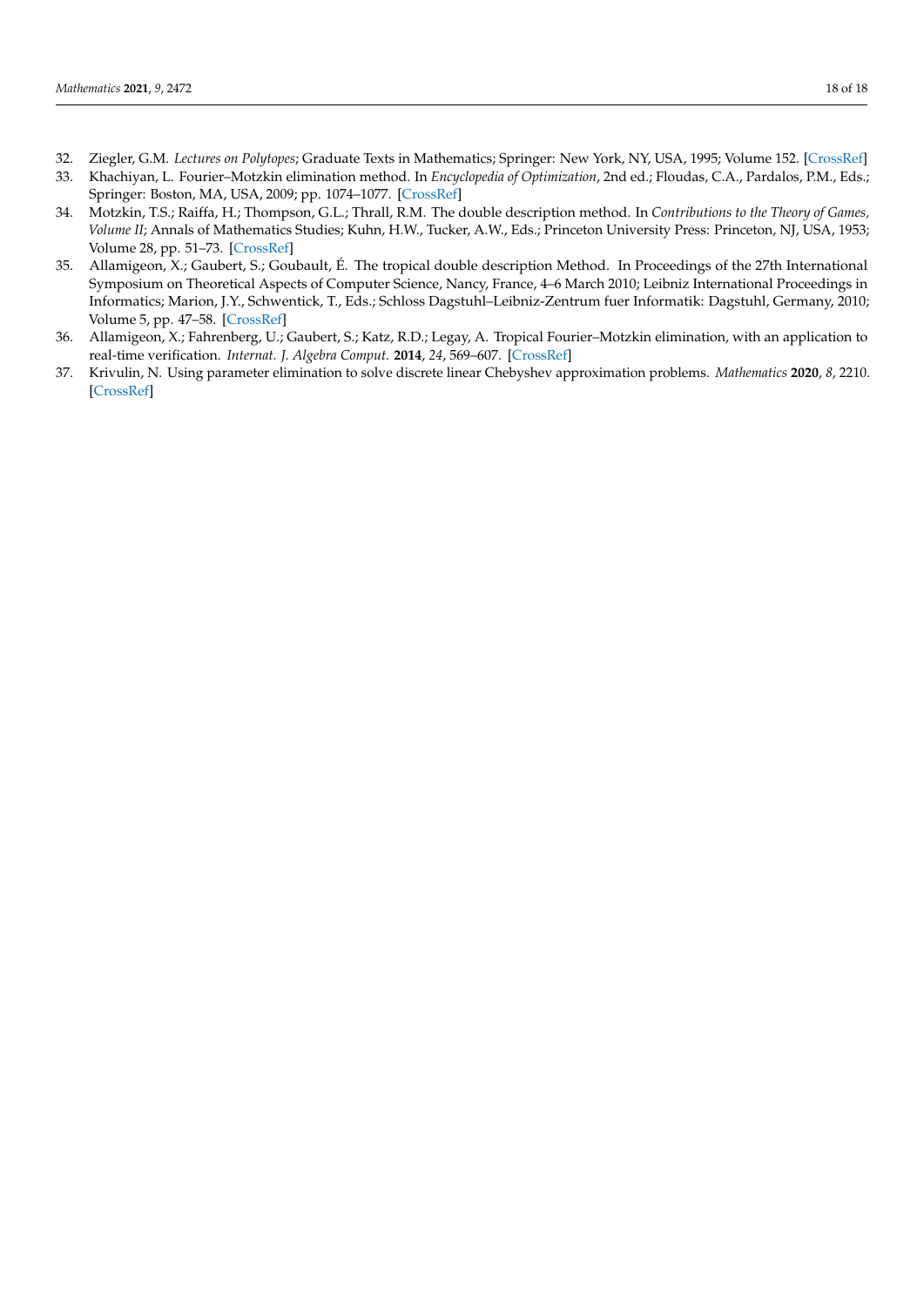32. Ziegler, G.M. *Lectures on Polytopes*; Graduate Texts in Mathematics; Springer: New York, NY, USA, 1995; Volume 152. [CrossRef]
33. Khachiyan, L. Fourier–Motzkin elimination method. In *Encyclopedia of Optimization*, 2nd ed.; Floudas, C.A., Pardalos, P.M., Eds.; Springer: Boston, MA, USA, 2009; pp. 1074–1077. [CrossRef]
34. Motzkin, T.S.; Raiffa, H.; Thompson, G.L.; Thrall, R.M. The double description method. In *Contributions to the Theory of Games, Volume II*; Annals of Mathematics Studies; Kuhn, H.W., Tucker, A.W., Eds.; Princeton University Press: Princeton, NJ, USA, 1953; Volume 28, pp. 51–73. [CrossRef]
35. Allamigeon, X.; Gaubert, S.; Goubault, É. The tropical double description Method. In Proceedings of the 27th International Symposium on Theoretical Aspects of Computer Science, Nancy, France, 4–6 March 2010; Leibniz International Proceedings in Informatics; Marion, J.Y., Schwentick, T., Eds.; Schloss Dagstuhl–Leibniz-Zentrum fuer Informatik: Dagstuhl, Germany, 2010; Volume 5, pp. 47–58. [CrossRef]
36. Allamigeon, X.; Fahrenberg, U.; Gaubert, S.; Katz, R.D.; Legay, A. Tropical Fourier–Motzkin elimination, with an application to real-time verification. *Internat. J. Algebra Comput.* **2014**, *24*, 569–607. [CrossRef]
37. Krivulin, N. Using parameter elimination to solve discrete linear Chebyshev approximation problems. *Mathematics* **2020**, *8*, 2210. [CrossRef]